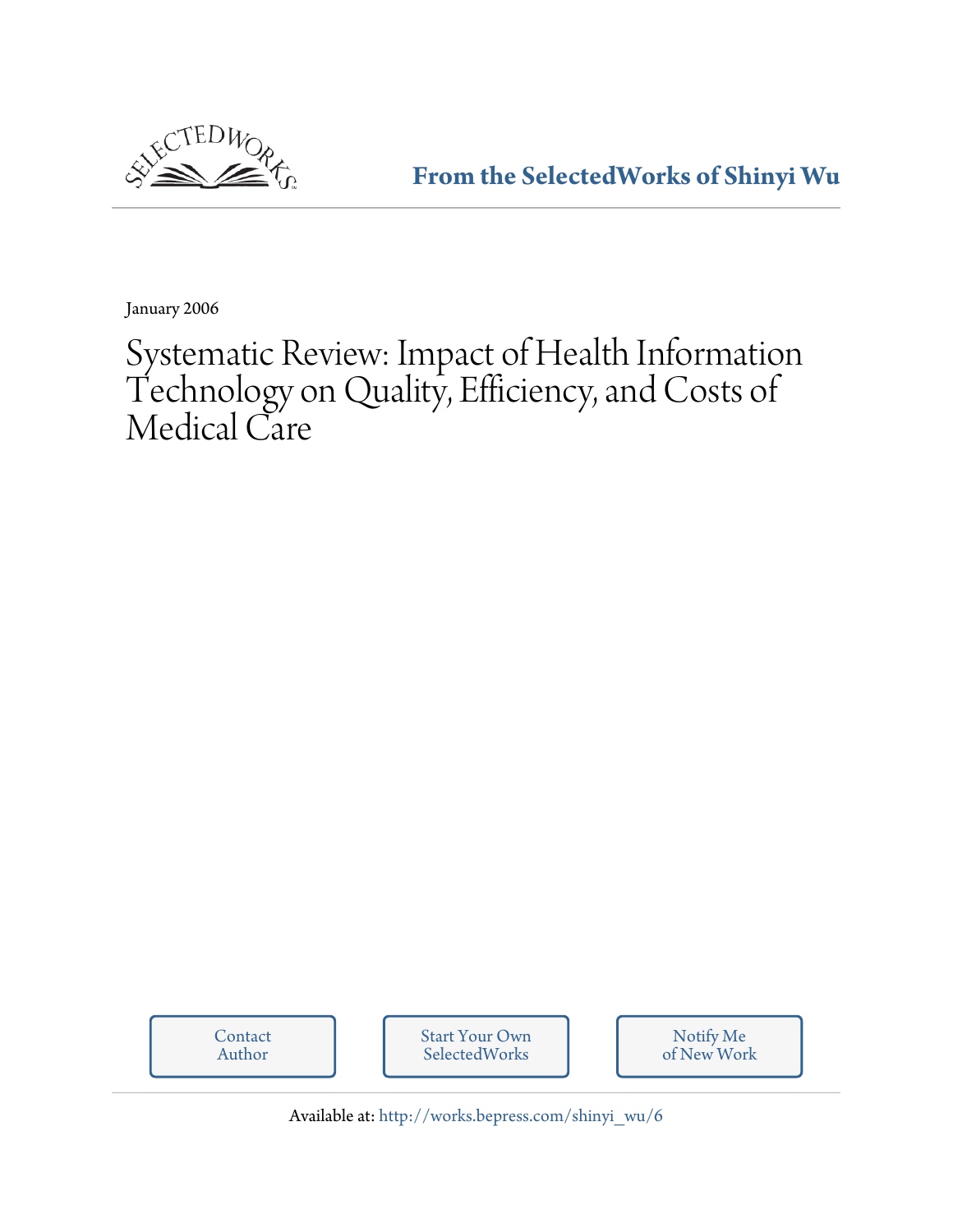From the SelectedWorks of Shinyi Wu

January 2006

# Systematic Review: Impact of Health Information Technology on Quality, Efficiency, and Costs of Medical Care

Contact Author

Start Your Own SelectedWorks

Notify Me of New Work

Available at: http://works.bepress.com/shinyi_wu/6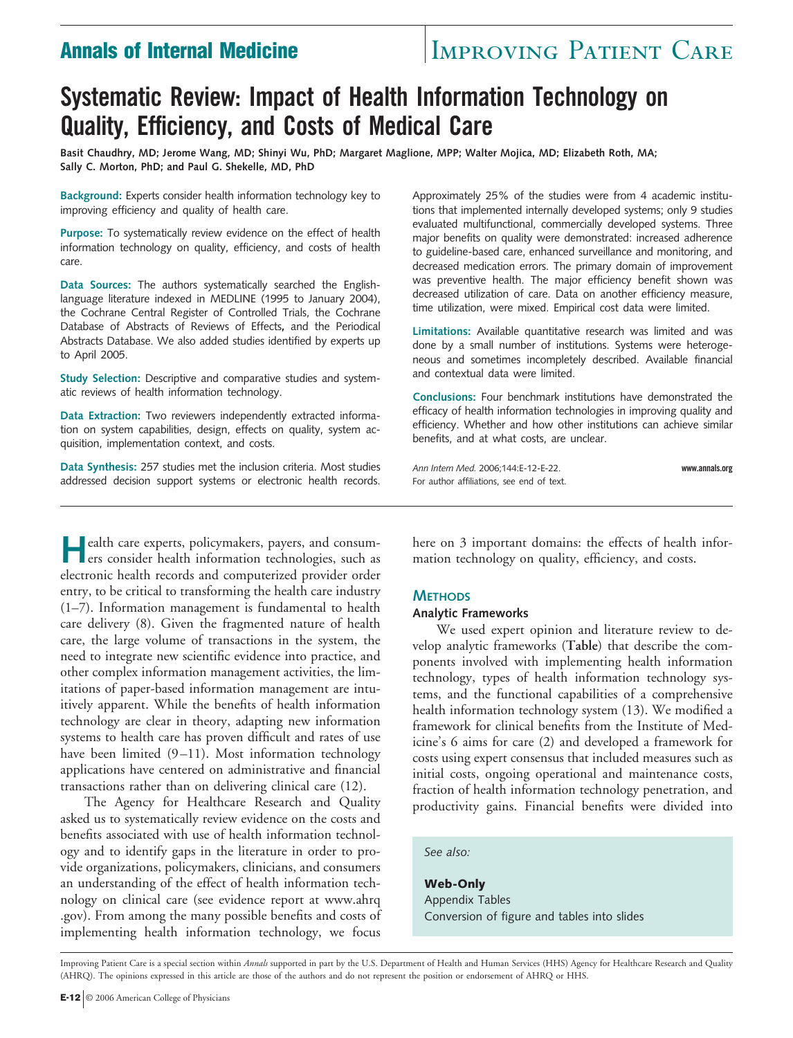# Systematic Review: Impact of Health Information Technology on Quality, Efficiency, and Costs of Medical Care

Basit Chaudhry, MD; Jerome Wang, MD; Shinyi Wu, PhD; Margaret Maglione, MPP; Walter Mojica, MD; Elizabeth Roth, MA; Sally C. Morton, PhD; and Paul G. Shekelle, MD, PhD

**Background:** Experts consider health information technology key to improving efficiency and quality of health care.

**Purpose:** To systematically review evidence on the effect of health information technology on quality, efficiency, and costs of health care.

**Data Sources:** The authors systematically searched the English-language literature indexed in MEDLINE (1995 to January 2004), the Cochrane Central Register of Controlled Trials, the Cochrane Database of Abstracts of Reviews of Effects, and the Periodical Abstracts Database. We also added studies identified by experts up to April 2005.

**Study Selection:** Descriptive and comparative studies and systematic reviews of health information technology.

**Data Extraction:** Two reviewers independently extracted information on system capabilities, design, effects on quality, system acquisition, implementation context, and costs.

**Data Synthesis:** 257 studies met the inclusion criteria. Most studies addressed decision support systems or electronic health records. Approximately 25% of the studies were from 4 academic institutions that implemented internally developed systems; only 9 studies evaluated multifunctional, commercially developed systems. Three major benefits on quality were demonstrated: increased adherence to guideline-based care, enhanced surveillance and monitoring, and decreased medication errors. The primary domain of improvement was preventive health. The major efficiency benefit shown was decreased utilization of care. Data on another efficiency measure, time utilization, were mixed. Empirical cost data were limited.

**Limitations:** Available quantitative research was limited and was done by a small number of institutions. Systems were heterogeneous and sometimes incompletely described. Available financial and contextual data were limited.

**Conclusions:** Four benchmark institutions have demonstrated the efficacy of health information technologies in improving quality and efficiency. Whether and how other institutions can achieve similar benefits, and at what costs, are unclear.

*Ann Intern Med.* 2006;144:E-12-E-22.
For author affiliations, see end of text.

Health care experts, policymakers, payers, and consumers consider health information technologies, such as electronic health records and computerized provider order entry, to be critical to transforming the health care industry (1–7). Information management is fundamental to health care delivery (8). Given the fragmented nature of health care, the large volume of transactions in the system, the need to integrate new scientific evidence into practice, and other complex information management activities, the limitations of paper-based information management are intuitively apparent. While the benefits of health information technology are clear in theory, adapting new information systems to health care has proven difficult and rates of use have been limited (9–11). Most information technology applications have centered on administrative and financial transactions rather than on delivering clinical care (12).

The Agency for Healthcare Research and Quality asked us to systematically review evidence on the costs and benefits associated with use of health information technology and to identify gaps in the literature in order to provide organizations, policymakers, clinicians, and consumers an understanding of the effect of health information technology on clinical care (see evidence report at www.ahrq.gov). From among the many possible benefits and costs of implementing health information technology, we focus here on 3 important domains: the effects of health information technology on quality, efficiency, and costs.

## Methods

### Analytic Frameworks

We used expert opinion and literature review to develop analytic frameworks (**Table**) that describe the components involved with implementing health information technology, types of health information technology systems, and the functional capabilities of a comprehensive health information technology system (13). We modified a framework for clinical benefits from the Institute of Medicine's 6 aims for care (2) and developed a framework for costs using expert consensus that included measures such as initial costs, ongoing operational and maintenance costs, fraction of health information technology penetration, and productivity gains. Financial benefits were divided into

*See also:*

**Web-Only**
Appendix Tables
Conversion of figure and tables into slides

Improving Patient Care is a special section within *Annals* supported in part by the U.S. Department of Health and Human Services (HHS) Agency for Healthcare Research and Quality (AHRQ). The opinions expressed in this article are those of the authors and do not represent the position or endorsement of AHRQ or HHS.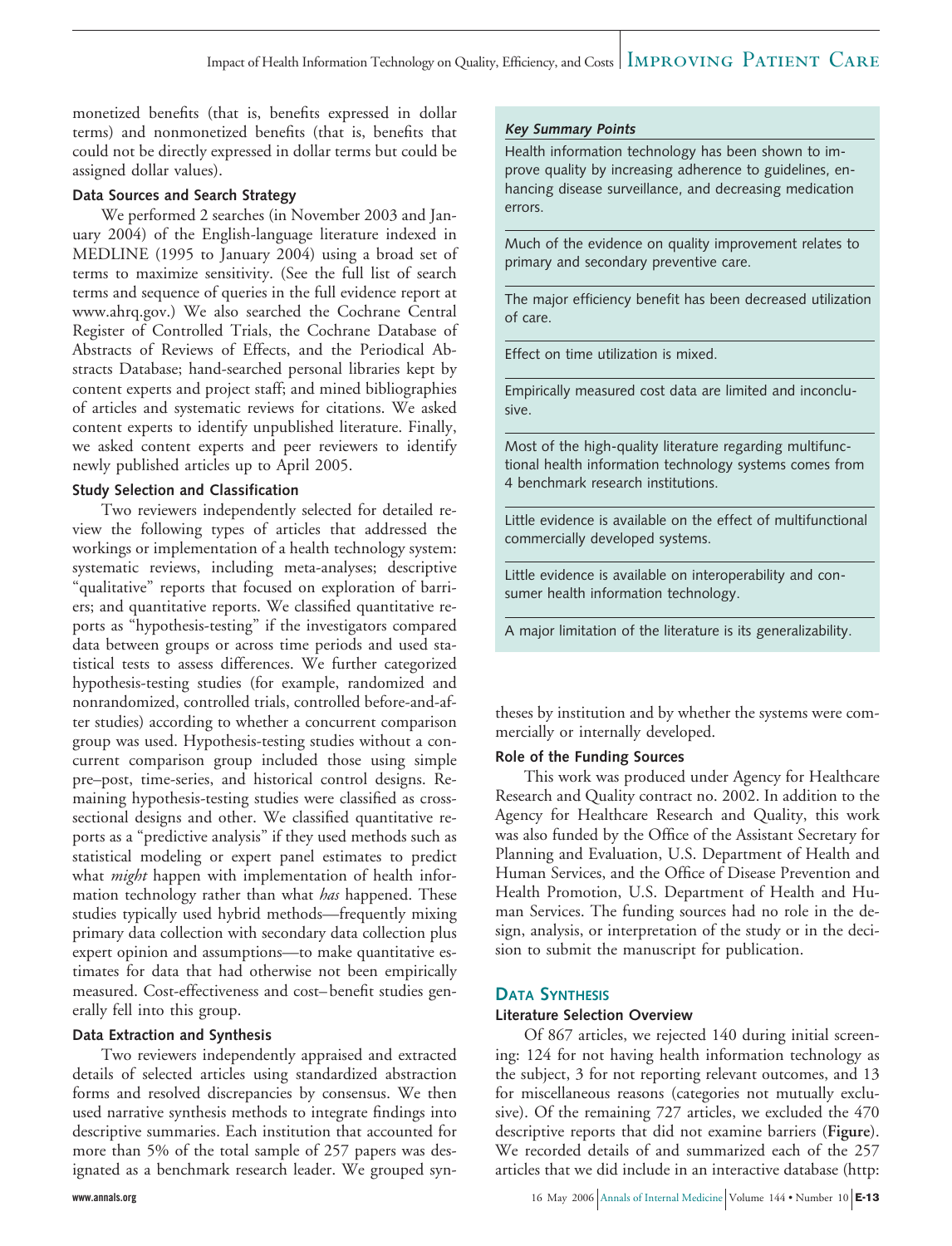monetized benefits (that is, benefits expressed in dollar terms) and nonmonetized benefits (that is, benefits that could not be directly expressed in dollar terms but could be assigned dollar values).

### Data Sources and Search Strategy

We performed 2 searches (in November 2003 and January 2004) of the English-language literature indexed in MEDLINE (1995 to January 2004) using a broad set of terms to maximize sensitivity. (See the full list of search terms and sequence of queries in the full evidence report at www.ahrq.gov.) We also searched the Cochrane Central Register of Controlled Trials, the Cochrane Database of Abstracts of Reviews of Effects, and the Periodical Abstracts Database; hand-searched personal libraries kept by content experts and project staff; and mined bibliographies of articles and systematic reviews for citations. We asked content experts to identify unpublished literature. Finally, we asked content experts and peer reviewers to identify newly published articles up to April 2005.

### Study Selection and Classification

Two reviewers independently selected for detailed review the following types of articles that addressed the workings or implementation of a health technology system: systematic reviews, including meta-analyses; descriptive "qualitative" reports that focused on exploration of barriers; and quantitative reports. We classified quantitative reports as "hypothesis-testing" if the investigators compared data between groups or across time periods and used statistical tests to assess differences. We further categorized hypothesis-testing studies (for example, randomized and nonrandomized, controlled trials, controlled before-and-after studies) according to whether a concurrent comparison group was used. Hypothesis-testing studies without a concurrent comparison group included those using simple pre–post, time-series, and historical control designs. Remaining hypothesis-testing studies were classified as cross-sectional designs and other. We classified quantitative reports as a "predictive analysis" if they used methods such as statistical modeling or expert panel estimates to predict what *might* happen with implementation of health information technology rather than what *has* happened. These studies typically used hybrid methods—frequently mixing primary data collection with secondary data collection plus expert opinion and assumptions—to make quantitative estimates for data that had otherwise not been empirically measured. Cost-effectiveness and cost–benefit studies generally fell into this group.

### Data Extraction and Synthesis

Two reviewers independently appraised and extracted details of selected articles using standardized abstraction forms and resolved discrepancies by consensus. We then used narrative synthesis methods to integrate findings into descriptive summaries. Each institution that accounted for more than 5% of the total sample of 257 papers was designated as a benchmark research leader. We grouped syntheses by institution and by whether the systems were commercially or internally developed.

> ***Key Summary Points***
>
> Health information technology has been shown to improve quality by increasing adherence to guidelines, enhancing disease surveillance, and decreasing medication errors.
>
> Much of the evidence on quality improvement relates to primary and secondary preventive care.
>
> The major efficiency benefit has been decreased utilization of care.
>
> Effect on time utilization is mixed.
>
> Empirically measured cost data are limited and inconclusive.
>
> Most of the high-quality literature regarding multifunctional health information technology systems comes from 4 benchmark research institutions.
>
> Little evidence is available on the effect of multifunctional commercially developed systems.
>
> Little evidence is available on interoperability and consumer health information technology.
>
> A major limitation of the literature is its generalizability.

### Role of the Funding Sources

This work was produced under Agency for Healthcare Research and Quality contract no. 2002. In addition to the Agency for Healthcare Research and Quality, this work was also funded by the Office of the Assistant Secretary for Planning and Evaluation, U.S. Department of Health and Human Services, and the Office of Disease Prevention and Health Promotion, U.S. Department of Health and Human Services. The funding sources had no role in the design, analysis, or interpretation of the study or in the decision to submit the manuscript for publication.

## Data Synthesis

### Literature Selection Overview

Of 867 articles, we rejected 140 during initial screening: 124 for not having health information technology as the subject, 3 for not reporting relevant outcomes, and 13 for miscellaneous reasons (categories not mutually exclusive). Of the remaining 727 articles, we excluded the 470 descriptive reports that did not examine barriers (**Figure**). We recorded details of and summarized each of the 257 articles that we did include in an interactive database (http: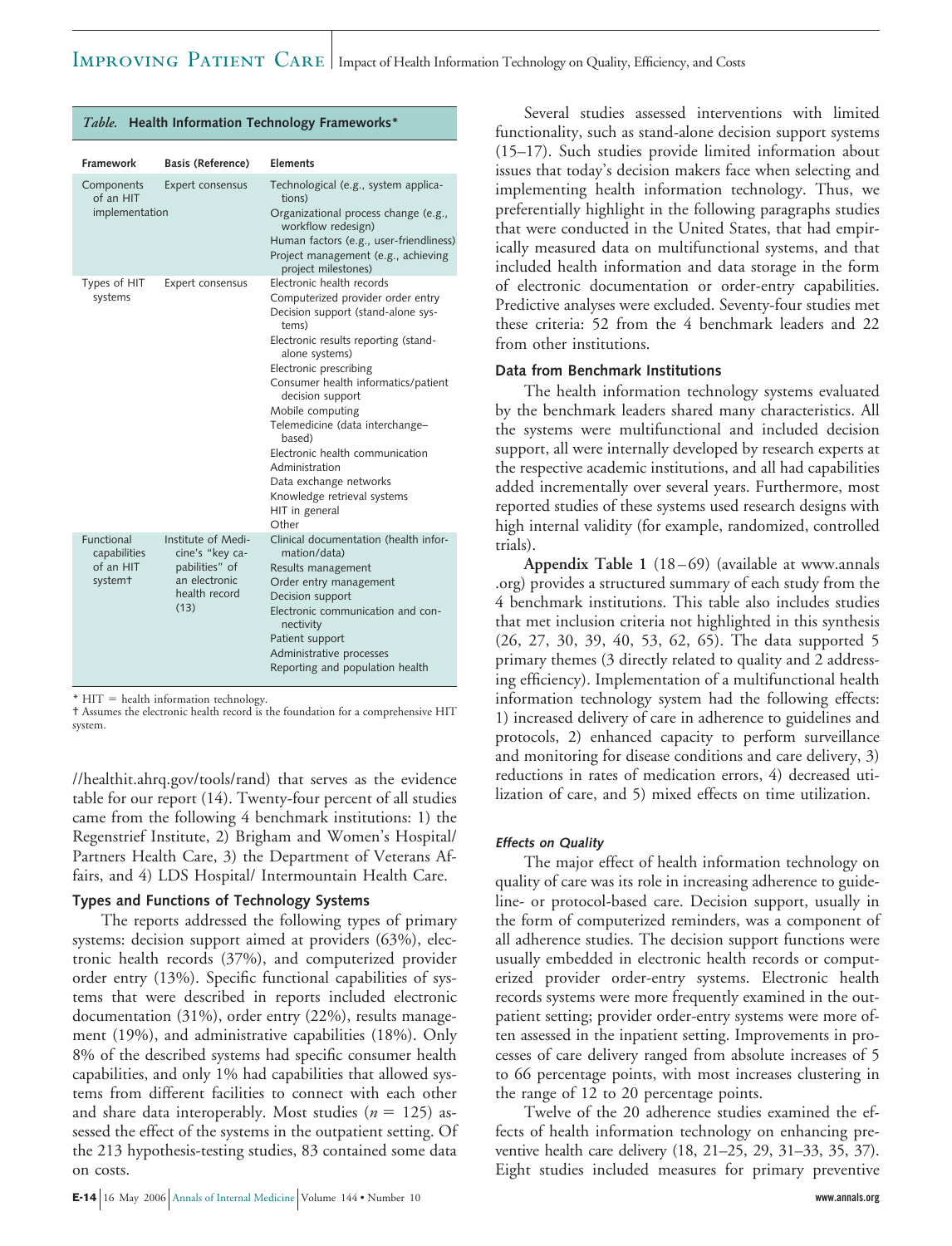*Table.* **Health Information Technology Frameworks***

| Framework | Basis (Reference) | Elements |
|---|---|---|
| Components of an HIT implementation | Expert consensus | Technological (e.g., system applications)<br>Organizational process change (e.g., workflow redesign)<br>Human factors (e.g., user-friendliness)<br>Project management (e.g., achieving project milestones) |
| Types of HIT systems | Expert consensus | Electronic health records<br>Computerized provider order entry<br>Decision support (stand-alone systems)<br>Electronic results reporting (stand-alone systems)<br>Electronic prescribing<br>Consumer health informatics/patient decision support<br>Mobile computing<br>Telemedicine (data interchange–based)<br>Electronic health communication<br>Administration<br>Data exchange networks<br>Knowledge retrieval systems<br>HIT in general<br>Other |
| Functional capabilities of an HIT system† | Institute of Medicine's "key capabilities" of an electronic health record (13) | Clinical documentation (health information/data)<br>Results management<br>Order entry management<br>Decision support<br>Electronic communication and connectivity<br>Patient support<br>Administrative processes<br>Reporting and population health |

* HIT = health information technology.
† Assumes the electronic health record is the foundation for a comprehensive HIT system.

//healthit.ahrq.gov/tools/rand) that serves as the evidence table for our report (14). Twenty-four percent of all studies came from the following 4 benchmark institutions: 1) the Regenstrief Institute, 2) Brigham and Women's Hospital/ Partners Health Care, 3) the Department of Veterans Affairs, and 4) LDS Hospital/ Intermountain Health Care.

### Types and Functions of Technology Systems

The reports addressed the following types of primary systems: decision support aimed at providers (63%), electronic health records (37%), and computerized provider order entry (13%). Specific functional capabilities of systems that were described in reports included electronic documentation (31%), order entry (22%), results management (19%), and administrative capabilities (18%). Only 8% of the described systems had specific consumer health capabilities, and only 1% had capabilities that allowed systems from different facilities to connect with each other and share data interoperably. Most studies ($n$ = 125) assessed the effect of the systems in the outpatient setting. Of the 213 hypothesis-testing studies, 83 contained some data on costs.

Several studies assessed interventions with limited functionality, such as stand-alone decision support systems (15–17). Such studies provide limited information about issues that today's decision makers face when selecting and implementing health information technology. Thus, we preferentially highlight in the following paragraphs studies that were conducted in the United States, that had empirically measured data on multifunctional systems, and that included health information and data storage in the form of electronic documentation or order-entry capabilities. Predictive analyses were excluded. Seventy-four studies met these criteria: 52 from the 4 benchmark leaders and 22 from other institutions.

### Data from Benchmark Institutions

The health information technology systems evaluated by the benchmark leaders shared many characteristics. All the systems were multifunctional and included decision support, all were internally developed by research experts at the respective academic institutions, and all had capabilities added incrementally over several years. Furthermore, most reported studies of these systems used research designs with high internal validity (for example, randomized, controlled trials).

**Appendix Table 1** (18–69) (available at www.annals.org) provides a structured summary of each study from the 4 benchmark institutions. This table also includes studies that met inclusion criteria not highlighted in this synthesis (26, 27, 30, 39, 40, 53, 62, 65). The data supported 5 primary themes (3 directly related to quality and 2 addressing efficiency). Implementation of a multifunctional health information technology system had the following effects: 1) increased delivery of care in adherence to guidelines and protocols, 2) enhanced capacity to perform surveillance and monitoring for disease conditions and care delivery, 3) reductions in rates of medication errors, 4) decreased utilization of care, and 5) mixed effects on time utilization.

#### *Effects on Quality*

The major effect of health information technology on quality of care was its role in increasing adherence to guideline- or protocol-based care. Decision support, usually in the form of computerized reminders, was a component of all adherence studies. The decision support functions were usually embedded in electronic health records or computerized provider order-entry systems. Electronic health records systems were more frequently examined in the outpatient setting; provider order-entry systems were more often assessed in the inpatient setting. Improvements in processes of care delivery ranged from absolute increases of 5 to 66 percentage points, with most increases clustering in the range of 12 to 20 percentage points.

Twelve of the 20 adherence studies examined the effects of health information technology on enhancing preventive health care delivery (18, 21–25, 29, 31–33, 35, 37). Eight studies included measures for primary preventive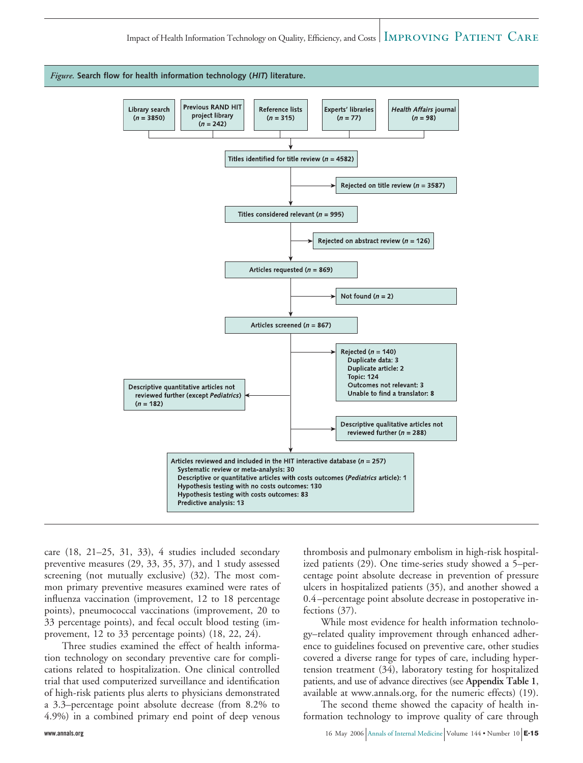*Figure.* **Search flow for health information technology (*HIT*) literature.**

- Library search (*n* = 3850)
- Previous RAND HIT project library (*n* = 242)
- Reference lists (*n* = 315)
- Experts' libraries (*n* = 77)
- *Health Affairs* journal (*n* = 98)

Titles identified for title review (*n* = 4582)

→ Rejected on title review (*n* = 3587)

Titles considered relevant (*n* = 995)

→ Rejected on abstract review (*n* = 126)

Articles requested (*n* = 869)

→ Not found (*n* = 2)

Articles screened (*n* = 867)

→ Rejected (*n* = 140)
- Duplicate data: 3
- Duplicate article: 2
- Topic: 124
- Outcomes not relevant: 3
- Unable to find a translator: 8

→ Descriptive quantitative articles not reviewed further (except *Pediatrics*) (*n* = 182)

→ Descriptive qualitative articles not reviewed further (*n* = 288)

Articles reviewed and included in the HIT interactive database (*n* = 257)
- Systematic review or meta-analysis: 30
- Descriptive or quantitative articles with costs outcomes (*Pediatrics* article): 1
- Hypothesis testing with no costs outcomes: 130
- Hypothesis testing with costs outcomes: 83
- Predictive analysis: 13

care (18, 21–25, 31, 33), 4 studies included secondary preventive measures (29, 33, 35, 37), and 1 study assessed screening (not mutually exclusive) (32). The most common primary preventive measures examined were rates of influenza vaccination (improvement, 12 to 18 percentage points), pneumococcal vaccinations (improvement, 20 to 33 percentage points), and fecal occult blood testing (improvement, 12 to 33 percentage points) (18, 22, 24).

Three studies examined the effect of health information technology on secondary preventive care for complications related to hospitalization. One clinical controlled trial that used computerized surveillance and identification of high-risk patients plus alerts to physicians demonstrated a 3.3–percentage point absolute decrease (from 8.2% to 4.9%) in a combined primary end point of deep venous thrombosis and pulmonary embolism in high-risk hospitalized patients (29). One time-series study showed a 5–percentage point absolute decrease in prevention of pressure ulcers in hospitalized patients (35), and another showed a 0.4–percentage point absolute decrease in postoperative infections (37).

While most evidence for health information technology–related quality improvement through enhanced adherence to guidelines focused on preventive care, other studies covered a diverse range for types of care, including hypertension treatment (34), laboratory testing for hospitalized patients, and use of advance directives (see **Appendix Table 1**, available at www.annals.org, for the numeric effects) (19).

The second theme showed the capacity of health information technology to improve quality of care through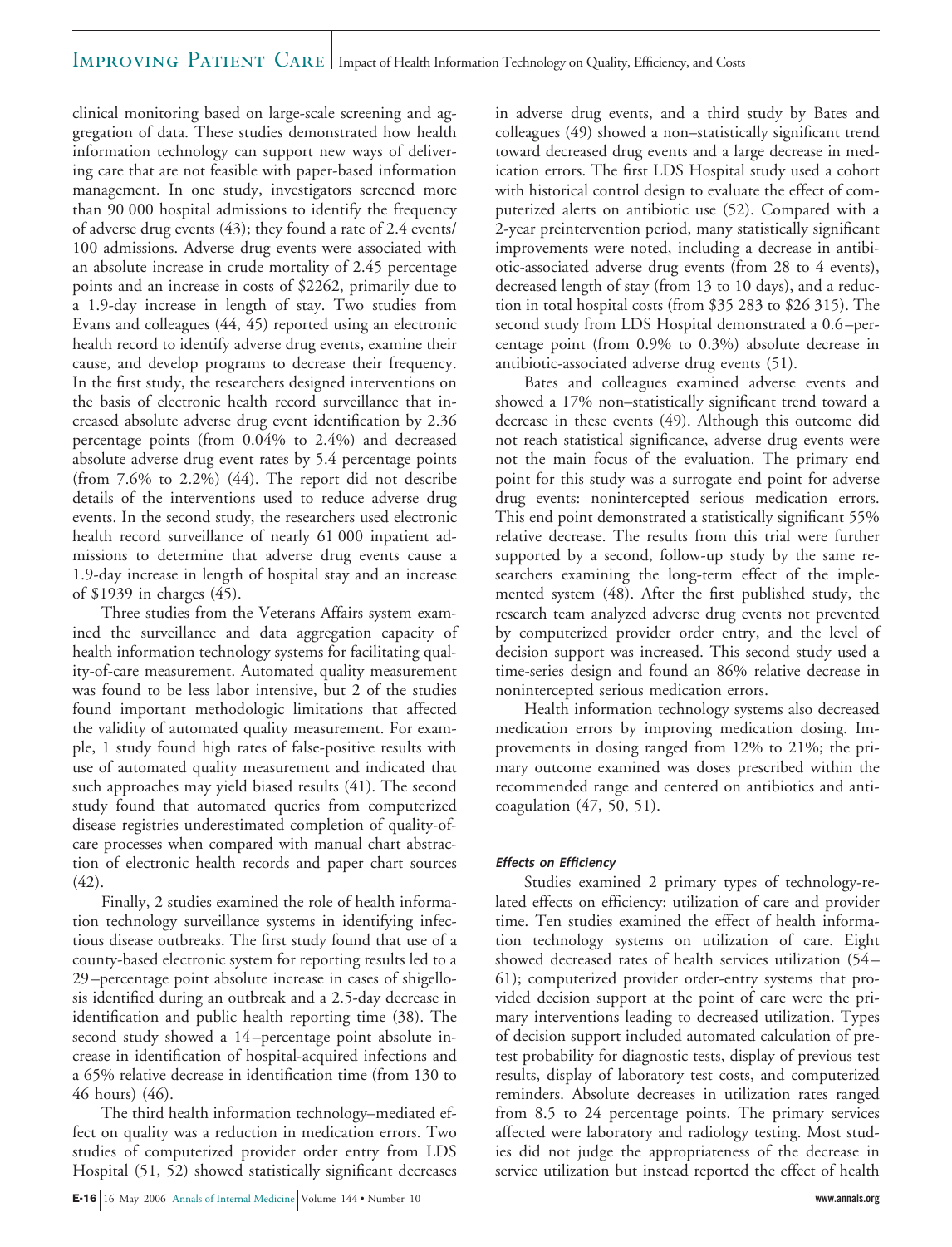clinical monitoring based on large-scale screening and aggregation of data. These studies demonstrated how health information technology can support new ways of delivering care that are not feasible with paper-based information management. In one study, investigators screened more than 90 000 hospital admissions to identify the frequency of adverse drug events (43); they found a rate of 2.4 events/100 admissions. Adverse drug events were associated with an absolute increase in crude mortality of 2.45 percentage points and an increase in costs of $2262, primarily due to a 1.9-day increase in length of stay. Two studies from Evans and colleagues (44, 45) reported using an electronic health record to identify adverse drug events, examine their cause, and develop programs to decrease their frequency. In the first study, the researchers designed interventions on the basis of electronic health record surveillance that increased absolute adverse drug event identification by 2.36 percentage points (from 0.04% to 2.4%) and decreased absolute adverse drug event rates by 5.4 percentage points (from 7.6% to 2.2%) (44). The report did not describe details of the interventions used to reduce adverse drug events. In the second study, the researchers used electronic health record surveillance of nearly 61 000 inpatient admissions to determine that adverse drug events cause a 1.9-day increase in length of hospital stay and an increase of $1939 in charges (45).

Three studies from the Veterans Affairs system examined the surveillance and data aggregation capacity of health information technology systems for facilitating quality-of-care measurement. Automated quality measurement was found to be less labor intensive, but 2 of the studies found important methodologic limitations that affected the validity of automated quality measurement. For example, 1 study found high rates of false-positive results with use of automated quality measurement and indicated that such approaches may yield biased results (41). The second study found that automated queries from computerized disease registries underestimated completion of quality-of-care processes when compared with manual chart abstraction of electronic health records and paper chart sources (42).

Finally, 2 studies examined the role of health information technology surveillance systems in identifying infectious disease outbreaks. The first study found that use of a county-based electronic system for reporting results led to a 29–percentage point absolute increase in cases of shigellosis identified during an outbreak and a 2.5-day decrease in identification and public health reporting time (38). The second study showed a 14–percentage point absolute increase in identification of hospital-acquired infections and a 65% relative decrease in identification time (from 130 to 46 hours) (46).

The third health information technology–mediated effect on quality was a reduction in medication errors. Two studies of computerized provider order entry from LDS Hospital (51, 52) showed statistically significant decreases in adverse drug events, and a third study by Bates and colleagues (49) showed a non–statistically significant trend toward decreased drug events and a large decrease in medication errors. The first LDS Hospital study used a cohort with historical control design to evaluate the effect of computerized alerts on antibiotic use (52). Compared with a 2-year preintervention period, many statistically significant improvements were noted, including a decrease in antibiotic-associated adverse drug events (from 28 to 4 events), decreased length of stay (from 13 to 10 days), and a reduction in total hospital costs (from $35 283 to $26 315). The second study from LDS Hospital demonstrated a 0.6–percentage point (from 0.9% to 0.3%) absolute decrease in antibiotic-associated adverse drug events (51).

Bates and colleagues examined adverse events and showed a 17% non–statistically significant trend toward a decrease in these events (49). Although this outcome did not reach statistical significance, adverse drug events were not the main focus of the evaluation. The primary end point for this study was a surrogate end point for adverse drug events: nonintercepted serious medication errors. This end point demonstrated a statistically significant 55% relative decrease. The results from this trial were further supported by a second, follow-up study by the same researchers examining the long-term effect of the implemented system (48). After the first published study, the research team analyzed adverse drug events not prevented by computerized provider order entry, and the level of decision support was increased. This second study used a time-series design and found an 86% relative decrease in nonintercepted serious medication errors.

Health information technology systems also decreased medication errors by improving medication dosing. Improvements in dosing ranged from 12% to 21%; the primary outcome examined was doses prescribed within the recommended range and centered on antibiotics and anticoagulation (47, 50, 51).

#### *Effects on Efficiency*

Studies examined 2 primary types of technology-related effects on efficiency: utilization of care and provider time. Ten studies examined the effect of health information technology systems on utilization of care. Eight showed decreased rates of health services utilization (54–61); computerized provider order-entry systems that provided decision support at the point of care were the primary interventions leading to decreased utilization. Types of decision support included automated calculation of pretest probability for diagnostic tests, display of previous test results, display of laboratory test costs, and computerized reminders. Absolute decreases in utilization rates ranged from 8.5 to 24 percentage points. The primary services affected were laboratory and radiology testing. Most studies did not judge the appropriateness of the decrease in service utilization but instead reported the effect of health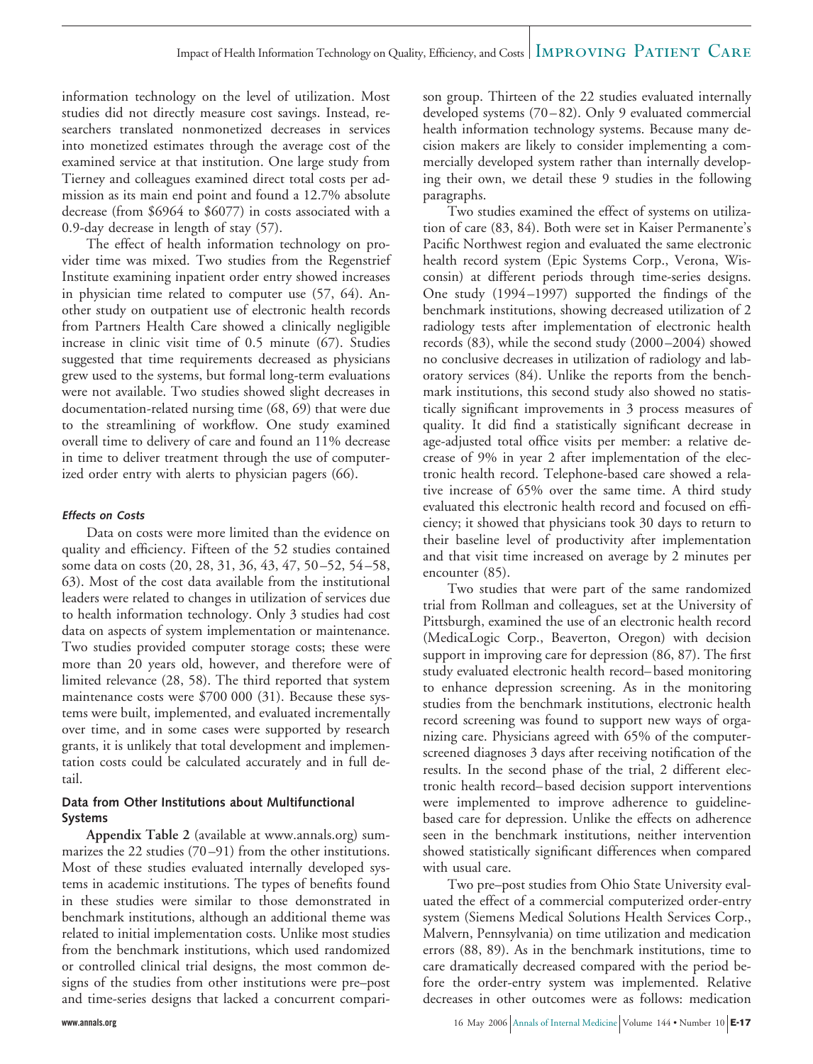information technology on the level of utilization. Most studies did not directly measure cost savings. Instead, researchers translated nonmonetized decreases in services into monetized estimates through the average cost of the examined service at that institution. One large study from Tierney and colleagues examined direct total costs per admission as its main end point and found a 12.7% absolute decrease (from $6964 to $6077) in costs associated with a 0.9-day decrease in length of stay (57).

The effect of health information technology on provider time was mixed. Two studies from the Regenstrief Institute examining inpatient order entry showed increases in physician time related to computer use (57, 64). Another study on outpatient use of electronic health records from Partners Health Care showed a clinically negligible increase in clinic visit time of 0.5 minute (67). Studies suggested that time requirements decreased as physicians grew used to the systems, but formal long-term evaluations were not available. Two studies showed slight decreases in documentation-related nursing time (68, 69) that were due to the streamlining of workflow. One study examined overall time to delivery of care and found an 11% decrease in time to deliver treatment through the use of computerized order entry with alerts to physician pagers (66).

#### *Effects on Costs*

Data on costs were more limited than the evidence on quality and efficiency. Fifteen of the 52 studies contained some data on costs (20, 28, 31, 36, 43, 47, 50–52, 54–58, 63). Most of the cost data available from the institutional leaders were related to changes in utilization of services due to health information technology. Only 3 studies had cost data on aspects of system implementation or maintenance. Two studies provided computer storage costs; these were more than 20 years old, however, and therefore were of limited relevance (28, 58). The third reported that system maintenance costs were $700 000 (31). Because these systems were built, implemented, and evaluated incrementally over time, and in some cases were supported by research grants, it is unlikely that total development and implementation costs could be calculated accurately and in full detail.

### Data from Other Institutions about Multifunctional Systems

**Appendix Table 2** (available at www.annals.org) summarizes the 22 studies (70–91) from the other institutions. Most of these studies evaluated internally developed systems in academic institutions. The types of benefits found in these studies were similar to those demonstrated in benchmark institutions, although an additional theme was related to initial implementation costs. Unlike most studies from the benchmark institutions, which used randomized or controlled clinical trial designs, the most common designs of the studies from other institutions were pre–post and time-series designs that lacked a concurrent comparison group. Thirteen of the 22 studies evaluated internally developed systems (70–82). Only 9 evaluated commercial health information technology systems. Because many decision makers are likely to consider implementing a commercially developed system rather than internally developing their own, we detail these 9 studies in the following paragraphs.

Two studies examined the effect of systems on utilization of care (83, 84). Both were set in Kaiser Permanente's Pacific Northwest region and evaluated the same electronic health record system (Epic Systems Corp., Verona, Wisconsin) at different periods through time-series designs. One study (1994–1997) supported the findings of the benchmark institutions, showing decreased utilization of 2 radiology tests after implementation of electronic health records (83), while the second study (2000–2004) showed no conclusive decreases in utilization of radiology and laboratory services (84). Unlike the reports from the benchmark institutions, this second study also showed no statistically significant improvements in 3 process measures of quality. It did find a statistically significant decrease in age-adjusted total office visits per member: a relative decrease of 9% in year 2 after implementation of the electronic health record. Telephone-based care showed a relative increase of 65% over the same time. A third study evaluated this electronic health record and focused on efficiency; it showed that physicians took 30 days to return to their baseline level of productivity after implementation and that visit time increased on average by 2 minutes per encounter (85).

Two studies that were part of the same randomized trial from Rollman and colleagues, set at the University of Pittsburgh, examined the use of an electronic health record (MedicaLogic Corp., Beaverton, Oregon) with decision support in improving care for depression (86, 87). The first study evaluated electronic health record–based monitoring to enhance depression screening. As in the monitoring studies from the benchmark institutions, electronic health record screening was found to support new ways of organizing care. Physicians agreed with 65% of the computer-screened diagnoses 3 days after receiving notification of the results. In the second phase of the trial, 2 different electronic health record–based decision support interventions were implemented to improve adherence to guideline-based care for depression. Unlike the effects on adherence seen in the benchmark institutions, neither intervention showed statistically significant differences when compared with usual care.

Two pre–post studies from Ohio State University evaluated the effect of a commercial computerized order-entry system (Siemens Medical Solutions Health Services Corp., Malvern, Pennsylvania) on time utilization and medication errors (88, 89). As in the benchmark institutions, time to care dramatically decreased compared with the period before the order-entry system was implemented. Relative decreases in other outcomes were as follows: medication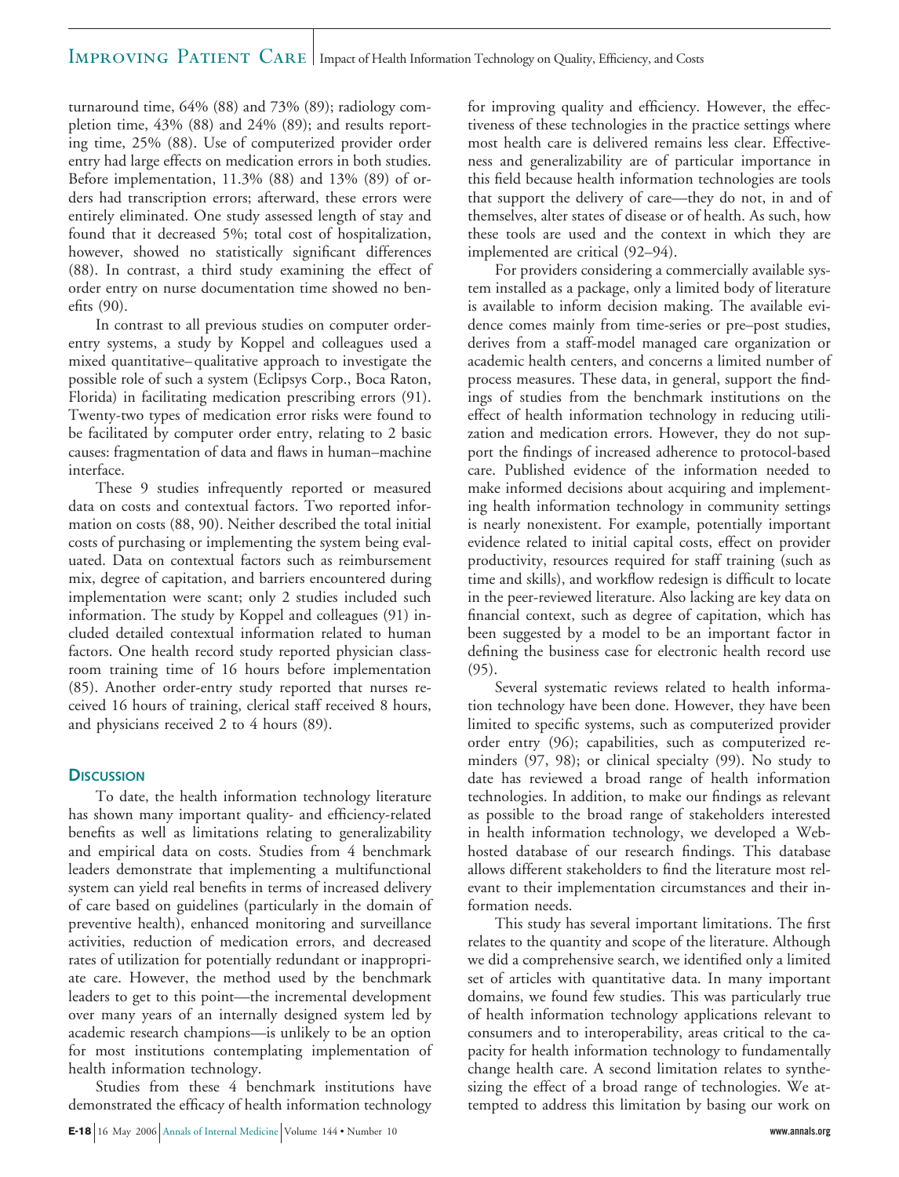turnaround time, 64% (88) and 73% (89); radiology completion time, 43% (88) and 24% (89); and results reporting time, 25% (88). Use of computerized provider order entry had large effects on medication errors in both studies. Before implementation, 11.3% (88) and 13% (89) of orders had transcription errors; afterward, these errors were entirely eliminated. One study assessed length of stay and found that it decreased 5%; total cost of hospitalization, however, showed no statistically significant differences (88). In contrast, a third study examining the effect of order entry on nurse documentation time showed no benefits (90).

In contrast to all previous studies on computer order-entry systems, a study by Koppel and colleagues used a mixed quantitative–qualitative approach to investigate the possible role of such a system (Eclipsys Corp., Boca Raton, Florida) in facilitating medication prescribing errors (91). Twenty-two types of medication error risks were found to be facilitated by computer order entry, relating to 2 basic causes: fragmentation of data and flaws in human–machine interface.

These 9 studies infrequently reported or measured data on costs and contextual factors. Two reported information on costs (88, 90). Neither described the total initial costs of purchasing or implementing the system being evaluated. Data on contextual factors such as reimbursement mix, degree of capitation, and barriers encountered during implementation were scant; only 2 studies included such information. The study by Koppel and colleagues (91) included detailed contextual information related to human factors. One health record study reported physician classroom training time of 16 hours before implementation (85). Another order-entry study reported that nurses received 16 hours of training, clerical staff received 8 hours, and physicians received 2 to 4 hours (89).

## Discussion

To date, the health information technology literature has shown many important quality- and efficiency-related benefits as well as limitations relating to generalizability and empirical data on costs. Studies from 4 benchmark leaders demonstrate that implementing a multifunctional system can yield real benefits in terms of increased delivery of care based on guidelines (particularly in the domain of preventive health), enhanced monitoring and surveillance activities, reduction of medication errors, and decreased rates of utilization for potentially redundant or inappropriate care. However, the method used by the benchmark leaders to get to this point—the incremental development over many years of an internally designed system led by academic research champions—is unlikely to be an option for most institutions contemplating implementation of health information technology.

Studies from these 4 benchmark institutions have demonstrated the efficacy of health information technology for improving quality and efficiency. However, the effectiveness of these technologies in the practice settings where most health care is delivered remains less clear. Effectiveness and generalizability are of particular importance in this field because health information technologies are tools that support the delivery of care—they do not, in and of themselves, alter states of disease or of health. As such, how these tools are used and the context in which they are implemented are critical (92–94).

For providers considering a commercially available system installed as a package, only a limited body of literature is available to inform decision making. The available evidence comes mainly from time-series or pre–post studies, derives from a staff-model managed care organization or academic health centers, and concerns a limited number of process measures. These data, in general, support the findings of studies from the benchmark institutions on the effect of health information technology in reducing utilization and medication errors. However, they do not support the findings of increased adherence to protocol-based care. Published evidence of the information needed to make informed decisions about acquiring and implementing health information technology in community settings is nearly nonexistent. For example, potentially important evidence related to initial capital costs, effect on provider productivity, resources required for staff training (such as time and skills), and workflow redesign is difficult to locate in the peer-reviewed literature. Also lacking are key data on financial context, such as degree of capitation, which has been suggested by a model to be an important factor in defining the business case for electronic health record use (95).

Several systematic reviews related to health information technology have been done. However, they have been limited to specific systems, such as computerized provider order entry (96); capabilities, such as computerized reminders (97, 98); or clinical specialty (99). No study to date has reviewed a broad range of health information technologies. In addition, to make our findings as relevant as possible to the broad range of stakeholders interested in health information technology, we developed a Web-hosted database of our research findings. This database allows different stakeholders to find the literature most relevant to their implementation circumstances and their information needs.

This study has several important limitations. The first relates to the quantity and scope of the literature. Although we did a comprehensive search, we identified only a limited set of articles with quantitative data. In many important domains, we found few studies. This was particularly true of health information technology applications relevant to consumers and to interoperability, areas critical to the capacity for health information technology to fundamentally change health care. A second limitation relates to synthesizing the effect of a broad range of technologies. We attempted to address this limitation by basing our work on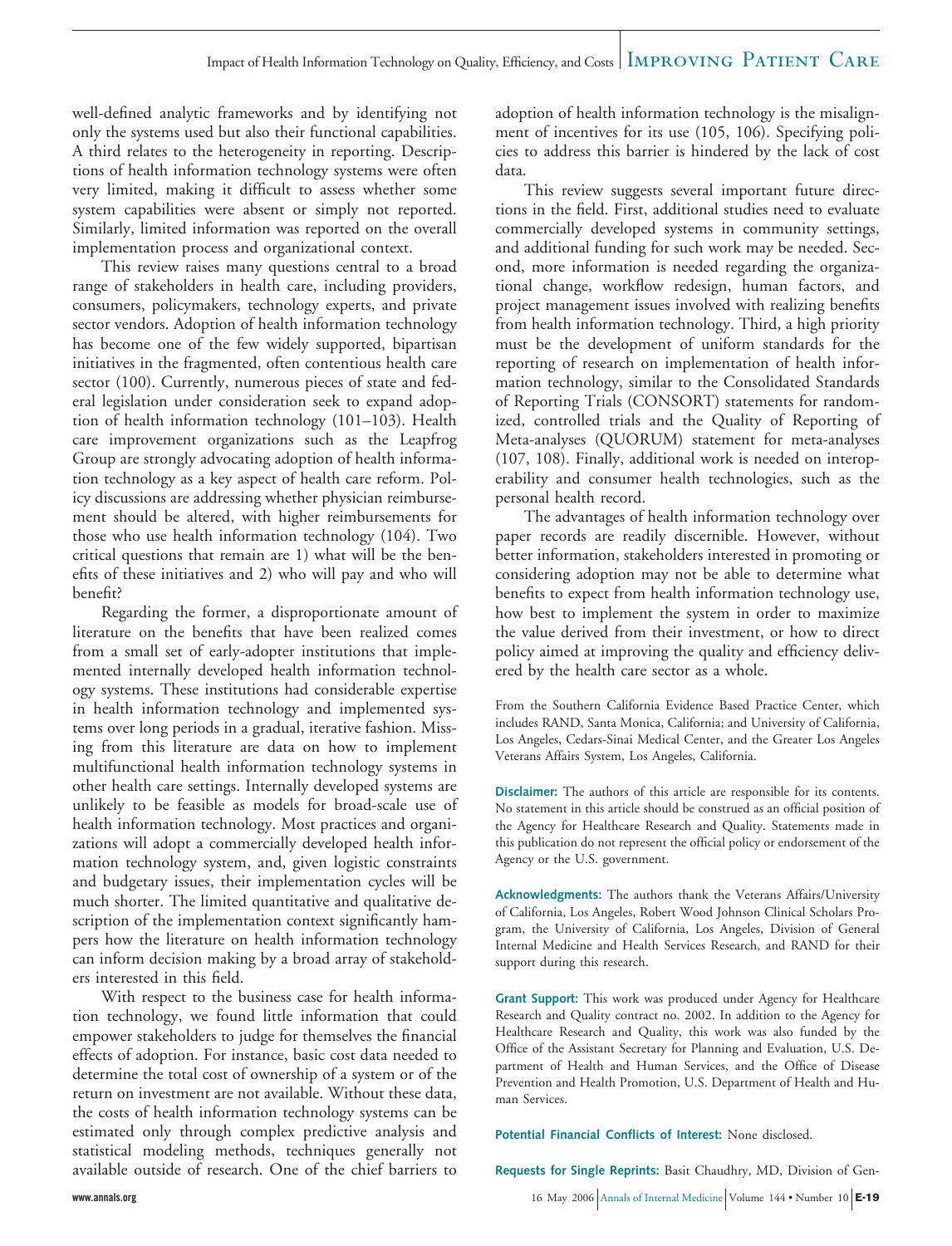well-defined analytic frameworks and by identifying not only the systems used but also their functional capabilities. A third relates to the heterogeneity in reporting. Descriptions of health information technology systems were often very limited, making it difficult to assess whether some system capabilities were absent or simply not reported. Similarly, limited information was reported on the overall implementation process and organizational context.

This review raises many questions central to a broad range of stakeholders in health care, including providers, consumers, policymakers, technology experts, and private sector vendors. Adoption of health information technology has become one of the few widely supported, bipartisan initiatives in the fragmented, often contentious health care sector (100). Currently, numerous pieces of state and federal legislation under consideration seek to expand adoption of health information technology (101–103). Health care improvement organizations such as the Leapfrog Group are strongly advocating adoption of health information technology as a key aspect of health care reform. Policy discussions are addressing whether physician reimbursement should be altered, with higher reimbursements for those who use health information technology (104). Two critical questions that remain are 1) what will be the benefits of these initiatives and 2) who will pay and who will benefit?

Regarding the former, a disproportionate amount of literature on the benefits that have been realized comes from a small set of early-adopter institutions that implemented internally developed health information technology systems. These institutions had considerable expertise in health information technology and implemented systems over long periods in a gradual, iterative fashion. Missing from this literature are data on how to implement multifunctional health information technology systems in other health care settings. Internally developed systems are unlikely to be feasible as models for broad-scale use of health information technology. Most practices and organizations will adopt a commercially developed health information technology system, and, given logistic constraints and budgetary issues, their implementation cycles will be much shorter. The limited quantitative and qualitative description of the implementation context significantly hampers how the literature on health information technology can inform decision making by a broad array of stakeholders interested in this field.

With respect to the business case for health information technology, we found little information that could empower stakeholders to judge for themselves the financial effects of adoption. For instance, basic cost data needed to determine the total cost of ownership of a system or of the return on investment are not available. Without these data, the costs of health information technology systems can be estimated only through complex predictive analysis and statistical modeling methods, techniques generally not available outside of research. One of the chief barriers to adoption of health information technology is the misalignment of incentives for its use (105, 106). Specifying policies to address this barrier is hindered by the lack of cost data.

This review suggests several important future directions in the field. First, additional studies need to evaluate commercially developed systems in community settings, and additional funding for such work may be needed. Second, more information is needed regarding the organizational change, workflow redesign, human factors, and project management issues involved with realizing benefits from health information technology. Third, a high priority must be the development of uniform standards for the reporting of research on implementation of health information technology, similar to the Consolidated Standards of Reporting Trials (CONSORT) statements for randomized, controlled trials and the Quality of Reporting of Meta-analyses (QUORUM) statement for meta-analyses (107, 108). Finally, additional work is needed on interoperability and consumer health technologies, such as the personal health record.

The advantages of health information technology over paper records are readily discernible. However, without better information, stakeholders interested in promoting or considering adoption may not be able to determine what benefits to expect from health information technology use, how best to implement the system in order to maximize the value derived from their investment, or how to direct policy aimed at improving the quality and efficiency delivered by the health care sector as a whole.

From the Southern California Evidence Based Practice Center, which includes RAND, Santa Monica, California; and University of California, Los Angeles, Cedars-Sinai Medical Center, and the Greater Los Angeles Veterans Affairs System, Los Angeles, California.

**Disclaimer:** The authors of this article are responsible for its contents. No statement in this article should be construed as an official position of the Agency for Healthcare Research and Quality. Statements made in this publication do not represent the official policy or endorsement of the Agency or the U.S. government.

**Acknowledgments:** The authors thank the Veterans Affairs/University of California, Los Angeles, Robert Wood Johnson Clinical Scholars Program, the University of California, Los Angeles, Division of General Internal Medicine and Health Services Research, and RAND for their support during this research.

**Grant Support:** This work was produced under Agency for Healthcare Research and Quality contract no. 2002. In addition to the Agency for Healthcare Research and Quality, this work was also funded by the Office of the Assistant Secretary for Planning and Evaluation, U.S. Department of Health and Human Services, and the Office of Disease Prevention and Health Promotion, U.S. Department of Health and Human Services.

**Potential Financial Conflicts of Interest:** None disclosed.

**Requests for Single Reprints:** Basit Chaudhry, MD, Division of Gen-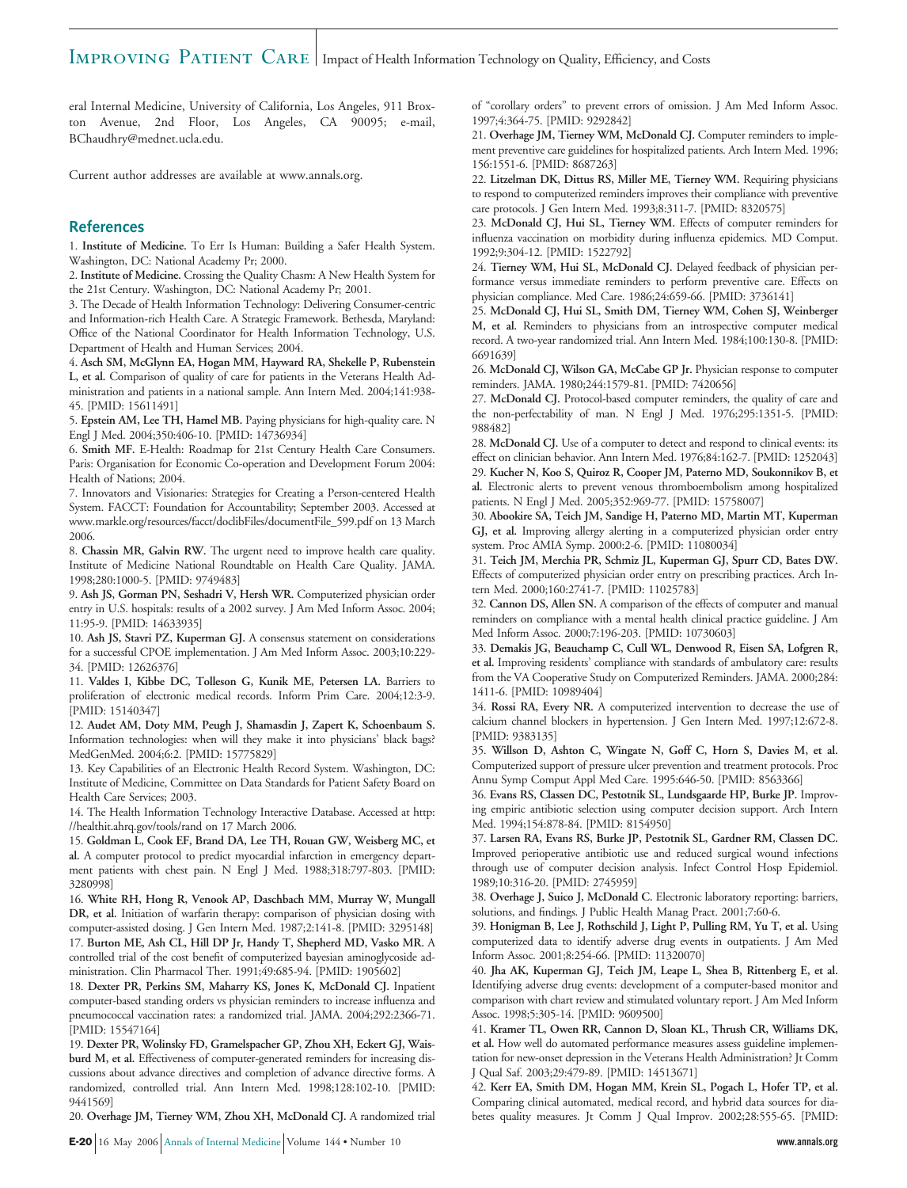eral Internal Medicine, University of California, Los Angeles, 911 Broxton Avenue, 2nd Floor, Los Angeles, CA 90095; e-mail, BChaudhry@mednet.ucla.edu.

Current author addresses are available at www.annals.org.

## References

1. **Institute of Medicine.** To Err Is Human: Building a Safer Health System. Washington, DC: National Academy Pr; 2000.
2. **Institute of Medicine.** Crossing the Quality Chasm: A New Health System for the 21st Century. Washington, DC: National Academy Pr; 2001.
3. The Decade of Health Information Technology: Delivering Consumer-centric and Information-rich Health Care. A Strategic Framework. Bethesda, Maryland: Office of the National Coordinator for Health Information Technology, U.S. Department of Health and Human Services; 2004.
4. **Asch SM, McGlynn EA, Hogan MM, Hayward RA, Shekelle P, Rubenstein L, et al.** Comparison of quality of care for patients in the Veterans Health Administration and patients in a national sample. Ann Intern Med. 2004;141:938-45. [PMID: 15611491]
5. **Epstein AM, Lee TH, Hamel MB.** Paying physicians for high-quality care. N Engl J Med. 2004;350:406-10. [PMID: 14736934]
6. **Smith MF.** E-Health: Roadmap for 21st Century Health Care Consumers. Paris: Organisation for Economic Co-operation and Development Forum 2004: Health of Nations; 2004.
7. Innovators and Visionaries: Strategies for Creating a Person-centered Health System. FACCT: Foundation for Accountability; September 2003. Accessed at www.markle.org/resources/facct/doclibFiles/documentFile_599.pdf on 13 March 2006.
8. **Chassin MR, Galvin RW.** The urgent need to improve health care quality. Institute of Medicine National Roundtable on Health Care Quality. JAMA. 1998;280:1000-5. [PMID: 9749483]
9. **Ash JS, Gorman PN, Seshadri V, Hersh WR.** Computerized physician order entry in U.S. hospitals: results of a 2002 survey. J Am Med Inform Assoc. 2004; 11:95-9. [PMID: 14633935]
10. **Ash JS, Stavri PZ, Kuperman GJ.** A consensus statement on considerations for a successful CPOE implementation. J Am Med Inform Assoc. 2003;10:229-34. [PMID: 12626376]
11. **Valdes I, Kibbe DC, Tolleson G, Kunik ME, Petersen LA.** Barriers to proliferation of electronic medical records. Inform Prim Care. 2004;12:3-9. [PMID: 15140347]
12. **Audet AM, Doty MM, Peugh J, Shamasdin J, Zapert K, Schoenbaum S.** Information technologies: when will they make it into physicians' black bags? MedGenMed. 2004;6:2. [PMID: 15775829]
13. Key Capabilities of an Electronic Health Record System. Washington, DC: Institute of Medicine, Committee on Data Standards for Patient Safety Board on Health Care Services; 2003.
14. The Health Information Technology Interactive Database. Accessed at http://healthit.ahrq.gov/tools/rand on 17 March 2006.
15. **Goldman L, Cook EF, Brand DA, Lee TH, Rouan GW, Weisberg MC, et al.** A computer protocol to predict myocardial infarction in emergency department patients with chest pain. N Engl J Med. 1988;318:797-803. [PMID: 3280998]
16. **White RH, Hong R, Venook AP, Daschbach MM, Murray W, Mungall DR, et al.** Initiation of warfarin therapy: comparison of physician dosing with computer-assisted dosing. J Gen Intern Med. 1987;2:141-8. [PMID: 3295148]
17. **Burton ME, Ash CL, Hill DP Jr, Handy T, Shepherd MD, Vasko MR.** A controlled trial of the cost benefit of computerized bayesian aminoglycoside administration. Clin Pharmacol Ther. 1991;49:685-94. [PMID: 1905602]
18. **Dexter PR, Perkins SM, Maharry KS, Jones K, McDonald CJ.** Inpatient computer-based standing orders vs physician reminders to increase influenza and pneumococcal vaccination rates: a randomized trial. JAMA. 2004;292:2366-71. [PMID: 15547164]
19. **Dexter PR, Wolinsky FD, Gramelspacher GP, Zhou XH, Eckert GJ, Waisburd M, et al.** Effectiveness of computer-generated reminders for increasing discussions about advance directives and completion of advance directive forms. A randomized, controlled trial. Ann Intern Med. 1998;128:102-10. [PMID: 9441569]
20. **Overhage JM, Tierney WM, Zhou XH, McDonald CJ.** A randomized trial of "corollary orders" to prevent errors of omission. J Am Med Inform Assoc. 1997;4:364-75. [PMID: 9292842]
21. **Overhage JM, Tierney WM, McDonald CJ.** Computer reminders to implement preventive care guidelines for hospitalized patients. Arch Intern Med. 1996; 156:1551-6. [PMID: 8687263]
22. **Litzelman DK, Dittus RS, Miller ME, Tierney WM.** Requiring physicians to respond to computerized reminders improves their compliance with preventive care protocols. J Gen Intern Med. 1993;8:311-7. [PMID: 8320575]
23. **McDonald CJ, Hui SL, Tierney WM.** Effects of computer reminders for influenza vaccination on morbidity during influenza epidemics. MD Comput. 1992;9:304-12. [PMID: 1522792]
24. **Tierney WM, Hui SL, McDonald CJ.** Delayed feedback of physician performance versus immediate reminders to perform preventive care. Effects on physician compliance. Med Care. 1986;24:659-66. [PMID: 3736141]
25. **McDonald CJ, Hui SL, Smith DM, Tierney WM, Cohen SJ, Weinberger M, et al.** Reminders to physicians from an introspective computer medical record. A two-year randomized trial. Ann Intern Med. 1984;100:130-8. [PMID: 6691639]
26. **McDonald CJ, Wilson GA, McCabe GP Jr.** Physician response to computer reminders. JAMA. 1980;244:1579-81. [PMID: 7420656]
27. **McDonald CJ.** Protocol-based computer reminders, the quality of care and the non-perfectability of man. N Engl J Med. 1976;295:1351-5. [PMID: 988482]
28. **McDonald CJ.** Use of a computer to detect and respond to clinical events: its effect on clinician behavior. Ann Intern Med. 1976;84:162-7. [PMID: 1252043]
29. **Kucher N, Koo S, Quiroz R, Cooper JM, Paterno MD, Soukonnikov B, et al.** Electronic alerts to prevent venous thromboembolism among hospitalized patients. N Engl J Med. 2005;352:969-77. [PMID: 15758007]
30. **Abookire SA, Teich JM, Sandige H, Paterno MD, Martin MT, Kuperman GJ, et al.** Improving allergy alerting in a computerized physician order entry system. Proc AMIA Symp. 2000:2-6. [PMID: 11080034]
31. **Teich JM, Merchia PR, Schmiz JL, Kuperman GJ, Spurr CD, Bates DW.** Effects of computerized physician order entry on prescribing practices. Arch Intern Med. 2000;160:2741-7. [PMID: 11025783]
32. **Cannon DS, Allen SN.** A comparison of the effects of computer and manual reminders on compliance with a mental health clinical practice guideline. J Am Med Inform Assoc. 2000;7:196-203. [PMID: 10730603]
33. **Demakis JG, Beauchamp C, Cull WL, Denwood R, Eisen SA, Lofgren R, et al.** Improving residents' compliance with standards of ambulatory care: results from the VA Cooperative Study on Computerized Reminders. JAMA. 2000;284: 1411-6. [PMID: 10989404]
34. **Rossi RA, Every NR.** A computerized intervention to decrease the use of calcium channel blockers in hypertension. J Gen Intern Med. 1997;12:672-8. [PMID: 9383135]
35. **Willson D, Ashton C, Wingate N, Goff C, Horn S, Davies M, et al.** Computerized support of pressure ulcer prevention and treatment protocols. Proc Annu Symp Comput Appl Med Care. 1995:646-50. [PMID: 8563366]
36. **Evans RS, Classen DC, Pestotnik SL, Lundsgaarde HP, Burke JP.** Improving empiric antibiotic selection using computer decision support. Arch Intern Med. 1994;154:878-84. [PMID: 8154950]
37. **Larsen RA, Evans RS, Burke JP, Pestotnik SL, Gardner RM, Classen DC.** Improved perioperative antibiotic use and reduced surgical wound infections through use of computer decision analysis. Infect Control Hosp Epidemiol. 1989;10:316-20. [PMID: 2745959]
38. **Overhage J, Suico J, McDonald C.** Electronic laboratory reporting: barriers, solutions, and findings. J Public Health Manag Pract. 2001;7:60-6.
39. **Honigman B, Lee J, Rothschild J, Light P, Pulling RM, Yu T, et al.** Using computerized data to identify adverse drug events in outpatients. J Am Med Inform Assoc. 2001;8:254-66. [PMID: 11320070]
40. **Jha AK, Kuperman GJ, Teich JM, Leape L, Shea B, Rittenberg E, et al.** Identifying adverse drug events: development of a computer-based monitor and comparison with chart review and stimulated voluntary report. J Am Med Inform Assoc. 1998;5:305-14. [PMID: 9609500]
41. **Kramer TL, Owen RR, Cannon D, Sloan KL, Thrush CR, Williams DK, et al.** How well do automated performance measures assess guideline implementation for new-onset depression in the Veterans Health Administration? Jt Comm J Qual Saf. 2003;29:479-89. [PMID: 14513671]
42. **Kerr EA, Smith DM, Hogan MM, Krein SL, Pogach L, Hofer TP, et al.** Comparing clinical automated, medical record, and hybrid data sources for diabetes quality measures. Jt Comm J Qual Improv. 2002;28:555-65. [PMID: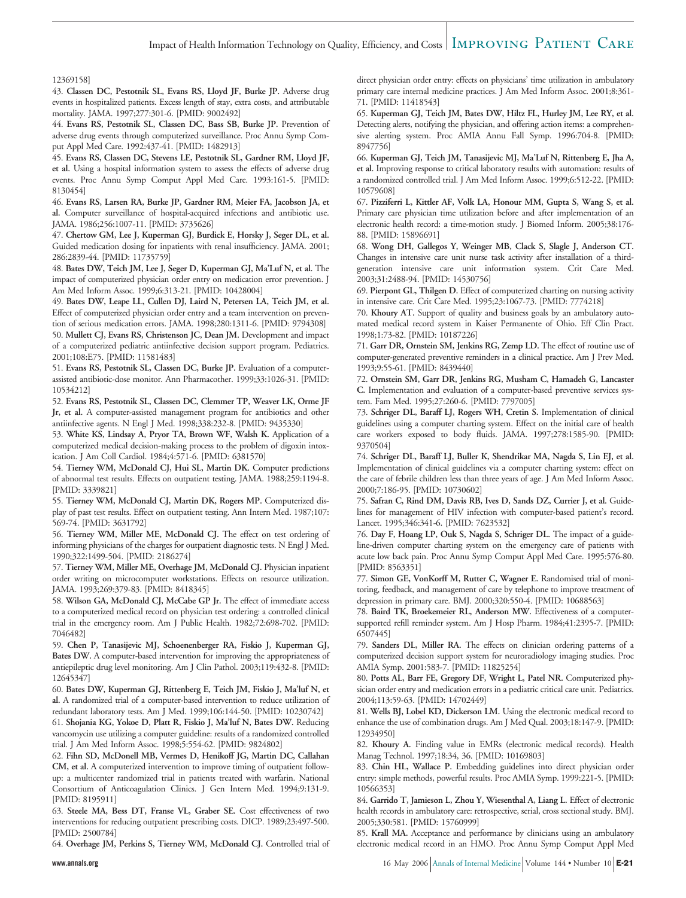12369158]

43. **Classen DC, Pestotnik SL, Evans RS, Lloyd JF, Burke JP.** Adverse drug events in hospitalized patients. Excess length of stay, extra costs, and attributable mortality. JAMA. 1997;277:301-6. [PMID: 9002492]

44. **Evans RS, Pestotnik SL, Classen DC, Bass SB, Burke JP.** Prevention of adverse drug events through computerized surveillance. Proc Annu Symp Comput Appl Med Care. 1992:437-41. [PMID: 1482913]

45. **Evans RS, Classen DC, Stevens LE, Pestotnik SL, Gardner RM, Lloyd JF, et al.** Using a hospital information system to assess the effects of adverse drug events. Proc Annu Symp Comput Appl Med Care. 1993:161-5. [PMID: 8130454]

46. **Evans RS, Larsen RA, Burke JP, Gardner RM, Meier FA, Jacobson JA, et al.** Computer surveillance of hospital-acquired infections and antibiotic use. JAMA. 1986;256:1007-11. [PMID: 3735626]

47. **Chertow GM, Lee J, Kuperman GJ, Burdick E, Horsky J, Seger DL, et al.** Guided medication dosing for inpatients with renal insufficiency. JAMA. 2001; 286:2839-44. [PMID: 11735759]

48. **Bates DW, Teich JM, Lee J, Seger D, Kuperman GJ, Ma'Luf N, et al.** The impact of computerized physician order entry on medication error prevention. J Am Med Inform Assoc. 1999;6:313-21. [PMID: 10428004]

49. **Bates DW, Leape LL, Cullen DJ, Laird N, Petersen LA, Teich JM, et al.** Effect of computerized physician order entry and a team intervention on prevention of serious medication errors. JAMA. 1998;280:1311-6. [PMID: 9794308]

50. **Mullett CJ, Evans RS, Christenson JC, Dean JM.** Development and impact of a computerized pediatric antiinfective decision support program. Pediatrics. 2001;108:E75. [PMID: 11581483]

51. **Evans RS, Pestotnik SL, Classen DC, Burke JP.** Evaluation of a computer-assisted antibiotic-dose monitor. Ann Pharmacother. 1999;33:1026-31. [PMID: 10534212]

52. **Evans RS, Pestotnik SL, Classen DC, Clemmer TP, Weaver LK, Orme JF Jr, et al.** A computer-assisted management program for antibiotics and other antiinfective agents. N Engl J Med. 1998;338:232-8. [PMID: 9435330]

53. **White KS, Lindsay A, Pryor TA, Brown WF, Walsh K.** Application of a computerized medical decision-making process to the problem of digoxin intoxication. J Am Coll Cardiol. 1984;4:571-6. [PMID: 6381570]

54. **Tierney WM, McDonald CJ, Hui SL, Martin DK.** Computer predictions of abnormal test results. Effects on outpatient testing. JAMA. 1988;259:1194-8. [PMID: 3339821]

55. **Tierney WM, McDonald CJ, Martin DK, Rogers MP.** Computerized display of past test results. Effect on outpatient testing. Ann Intern Med. 1987;107: 569-74. [PMID: 3631792]

56. **Tierney WM, Miller ME, McDonald CJ.** The effect on test ordering of informing physicians of the charges for outpatient diagnostic tests. N Engl J Med. 1990;322:1499-504. [PMID: 2186274]

57. **Tierney WM, Miller ME, Overhage JM, McDonald CJ.** Physician inpatient order writing on microcomputer workstations. Effects on resource utilization. JAMA. 1993;269:379-83. [PMID: 8418345]

58. **Wilson GA, McDonald CJ, McCabe GP Jr.** The effect of immediate access to a computerized medical record on physician test ordering: a controlled clinical trial in the emergency room. Am J Public Health. 1982;72:698-702. [PMID: 7046482]

59. **Chen P, Tanasijevic MJ, Schoenenberger RA, Fiskio J, Kuperman GJ, Bates DW.** A computer-based intervention for improving the appropriateness of antiepileptic drug level monitoring. Am J Clin Pathol. 2003;119:432-8. [PMID: 12645347]

60. **Bates DW, Kuperman GJ, Rittenberg E, Teich JM, Fiskio J, Ma'luf N, et al.** A randomized trial of a computer-based intervention to reduce utilization of redundant laboratory tests. Am J Med. 1999;106:144-50. [PMID: 10230742]

61. **Shojania KG, Yokoe D, Platt R, Fiskio J, Ma'luf N, Bates DW.** Reducing vancomycin use utilizing a computer guideline: results of a randomized controlled trial. J Am Med Inform Assoc. 1998;5:554-62. [PMID: 9824802]

62. **Fihn SD, McDonell MB, Vermes D, Henikoff JG, Martin DC, Callahan CM, et al.** A computerized intervention to improve timing of outpatient follow-up: a multicenter randomized trial in patients treated with warfarin. National Consortium of Anticoagulation Clinics. J Gen Intern Med. 1994;9:131-9. [PMID: 8195911]

63. **Steele MA, Bess DT, Franse VL, Graber SE.** Cost effectiveness of two interventions for reducing outpatient prescribing costs. DICP. 1989;23:497-500. [PMID: 2500784]

64. **Overhage JM, Perkins S, Tierney WM, McDonald CJ.** Controlled trial of direct physician order entry: effects on physicians' time utilization in ambulatory primary care internal medicine practices. J Am Med Inform Assoc. 2001;8:361-71. [PMID: 11418543]

65. **Kuperman GJ, Teich JM, Bates DW, Hiltz FL, Hurley JM, Lee RY, et al.** Detecting alerts, notifying the physician, and offering action items: a comprehensive alerting system. Proc AMIA Annu Fall Symp. 1996:704-8. [PMID: 8947756]

66. **Kuperman GJ, Teich JM, Tanasijevic MJ, Ma'Luf N, Rittenberg E, Jha A, et al.** Improving response to critical laboratory results with automation: results of a randomized controlled trial. J Am Med Inform Assoc. 1999;6:512-22. [PMID: 10579608]

67. **Pizziferri L, Kittler AF, Volk LA, Honour MM, Gupta S, Wang S, et al.** Primary care physician time utilization before and after implementation of an electronic health record: a time-motion study. J Biomed Inform. 2005;38:176-88. [PMID: 15896691]

68. **Wong DH, Gallegos Y, Weinger MB, Clack S, Slagle J, Anderson CT.** Changes in intensive care unit nurse task activity after installation of a third-generation intensive care unit information system. Crit Care Med. 2003;31:2488-94. [PMID: 14530756]

69. **Pierpont GL, Thilgen D.** Effect of computerized charting on nursing activity in intensive care. Crit Care Med. 1995;23:1067-73. [PMID: 7774218]

70. **Khoury AT.** Support of quality and business goals by an ambulatory automated medical record system in Kaiser Permanente of Ohio. Eff Clin Pract. 1998;1:73-82. [PMID: 10187226]

71. **Garr DR, Ornstein SM, Jenkins RG, Zemp LD.** The effect of routine use of computer-generated preventive reminders in a clinical practice. Am J Prev Med. 1993;9:55-61. [PMID: 8439440]

72. **Ornstein SM, Garr DR, Jenkins RG, Musham C, Hamadeh G, Lancaster C.** Implementation and evaluation of a computer-based preventive services system. Fam Med. 1995;27:260-6. [PMID: 7797005]

73. **Schriger DL, Baraff LJ, Rogers WH, Cretin S.** Implementation of clinical guidelines using a computer charting system. Effect on the initial care of health care workers exposed to body fluids. JAMA. 1997;278:1585-90. [PMID: 9370504]

74. **Schriger DL, Baraff LJ, Buller K, Shendrikar MA, Nagda S, Lin EJ, et al.** Implementation of clinical guidelines via a computer charting system: effect on the care of febrile children less than three years of age. J Am Med Inform Assoc. 2000;7:186-95. [PMID: 10730602]

75. **Safran C, Rind DM, Davis RB, Ives D, Sands DZ, Currier J, et al.** Guidelines for management of HIV infection with computer-based patient's record. Lancet. 1995;346:341-6. [PMID: 7623532]

76. **Day F, Hoang LP, Ouk S, Nagda S, Schriger DL.** The impact of a guideline-driven computer charting system on the emergency care of patients with acute low back pain. Proc Annu Symp Comput Appl Med Care. 1995:576-80. [PMID: 8563351]

77. **Simon GE, VonKorff M, Rutter C, Wagner E.** Randomised trial of monitoring, feedback, and management of care by telephone to improve treatment of depression in primary care. BMJ. 2000;320:550-4. [PMID: 10688563]

78. **Baird TK, Broekemeier RL, Anderson MW.** Effectiveness of a computer-supported refill reminder system. Am J Hosp Pharm. 1984;41:2395-7. [PMID: 6507445]

79. **Sanders DL, Miller RA.** The effects on clinician ordering patterns of a computerized decision support system for neuroradiology imaging studies. Proc AMIA Symp. 2001:583-7. [PMID: 11825254]

80. **Potts AL, Barr FE, Gregory DF, Wright L, Patel NR.** Computerized physician order entry and medication errors in a pediatric critical care unit. Pediatrics. 2004;113:59-63. [PMID: 14702449]

81. **Wells BJ, Lobel KD, Dickerson LM.** Using the electronic medical record to enhance the use of combination drugs. Am J Med Qual. 2003;18:147-9. [PMID: 12934950]

82. **Khoury A.** Finding value in EMRs (electronic medical records). Health Manag Technol. 1997;18:34, 36. [PMID: 10169803]

83. **Chin HL, Wallace P.** Embedding guidelines into direct physician order entry: simple methods, powerful results. Proc AMIA Symp. 1999:221-5. [PMID: 10566353]

84. **Garrido T, Jamieson L, Zhou Y, Wiesenthal A, Liang L.** Effect of electronic health records in ambulatory care: retrospective, serial, cross sectional study. BMJ. 2005;330:581. [PMID: 15760999]

85. **Krall MA.** Acceptance and performance by clinicians using an ambulatory electronic medical record in an HMO. Proc Annu Symp Comput Appl Med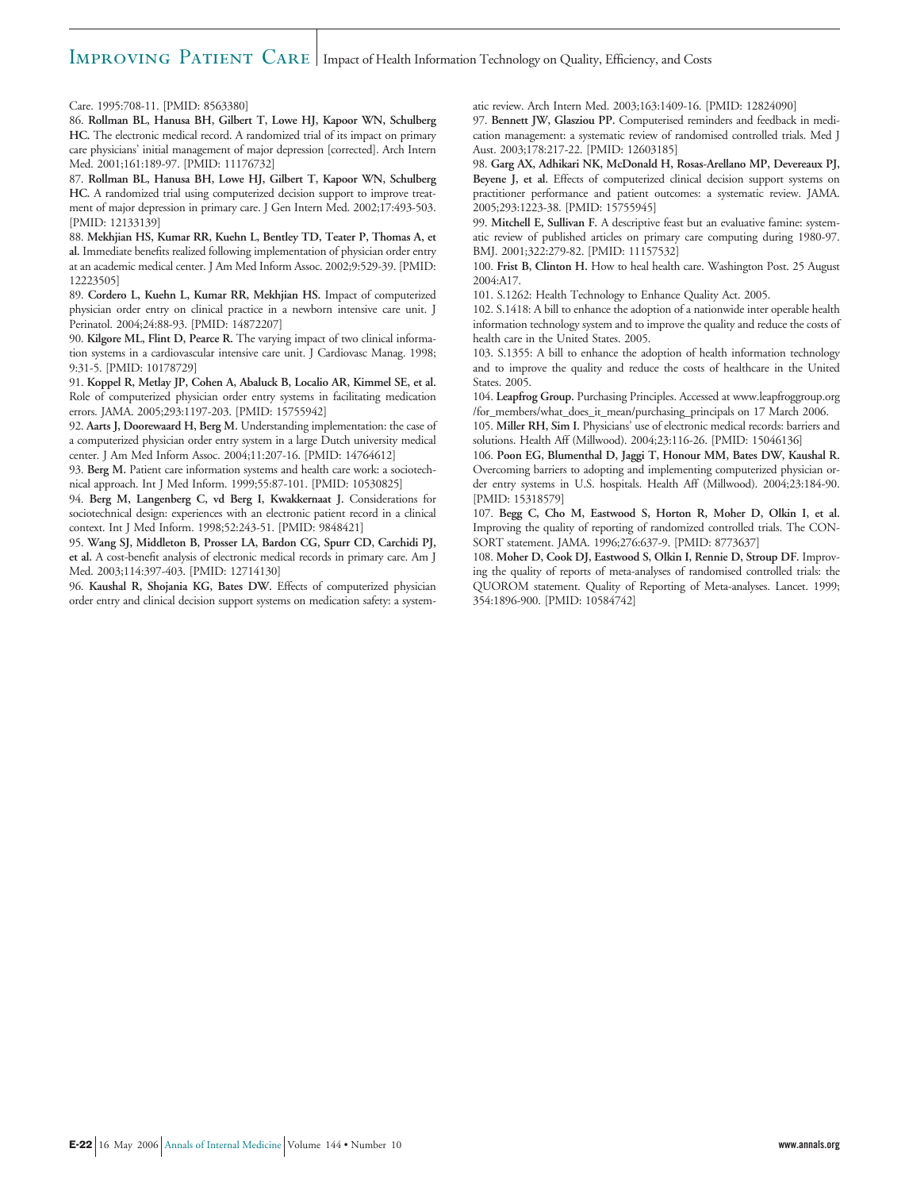Care. 1995:708-11. [PMID: 8563380]

86. **Rollman BL, Hanusa BH, Gilbert T, Lowe HJ, Kapoor WN, Schulberg HC.** The electronic medical record. A randomized trial of its impact on primary care physicians' initial management of major depression [corrected]. Arch Intern Med. 2001;161:189-97. [PMID: 11176732]

87. **Rollman BL, Hanusa BH, Lowe HJ, Gilbert T, Kapoor WN, Schulberg HC.** A randomized trial using computerized decision support to improve treatment of major depression in primary care. J Gen Intern Med. 2002;17:493-503. [PMID: 12133139]

88. **Mekhjian HS, Kumar RR, Kuehn L, Bentley TD, Teater P, Thomas A, et al.** Immediate benefits realized following implementation of physician order entry at an academic medical center. J Am Med Inform Assoc. 2002;9:529-39. [PMID: 12223505]

89. **Cordero L, Kuehn L, Kumar RR, Mekhjian HS.** Impact of computerized physician order entry on clinical practice in a newborn intensive care unit. J Perinatol. 2004;24:88-93. [PMID: 14872207]

90. **Kilgore ML, Flint D, Pearce R.** The varying impact of two clinical information systems in a cardiovascular intensive care unit. J Cardiovasc Manag. 1998; 9:31-5. [PMID: 10178729]

91. **Koppel R, Metlay JP, Cohen A, Abaluck B, Localio AR, Kimmel SE, et al.** Role of computerized physician order entry systems in facilitating medication errors. JAMA. 2005;293:1197-203. [PMID: 15755942]

92. **Aarts J, Doorewaard H, Berg M.** Understanding implementation: the case of a computerized physician order entry system in a large Dutch university medical center. J Am Med Inform Assoc. 2004;11:207-16. [PMID: 14764612]

93. **Berg M.** Patient care information systems and health care work: a sociotechnical approach. Int J Med Inform. 1999;55:87-101. [PMID: 10530825]

94. **Berg M, Langenberg C, vd Berg I, Kwakkernaat J.** Considerations for sociotechnical design: experiences with an electronic patient record in a clinical context. Int J Med Inform. 1998;52:243-51. [PMID: 9848421]

95. **Wang SJ, Middleton B, Prosser LA, Bardon CG, Spurr CD, Carchidi PJ, et al.** A cost-benefit analysis of electronic medical records in primary care. Am J Med. 2003;114:397-403. [PMID: 12714130]

96. **Kaushal R, Shojania KG, Bates DW.** Effects of computerized physician order entry and clinical decision support systems on medication safety: a systematic review. Arch Intern Med. 2003;163:1409-16. [PMID: 12824090]

97. **Bennett JW, Glasziou PP.** Computerised reminders and feedback in medication management: a systematic review of randomised controlled trials. Med J Aust. 2003;178:217-22. [PMID: 12603185]

98. **Garg AX, Adhikari NK, McDonald H, Rosas-Arellano MP, Devereaux PJ, Beyene J, et al.** Effects of computerized clinical decision support systems on practitioner performance and patient outcomes: a systematic review. JAMA. 2005;293:1223-38. [PMID: 15755945]

99. **Mitchell E, Sullivan F.** A descriptive feast but an evaluative famine: systematic review of published articles on primary care computing during 1980-97. BMJ. 2001;322:279-82. [PMID: 11157532]

100. **Frist B, Clinton H.** How to heal health care. Washington Post. 25 August 2004:A17.

101. S.1262: Health Technology to Enhance Quality Act. 2005.

102. S.1418: A bill to enhance the adoption of a nationwide inter operable health information technology system and to improve the quality and reduce the costs of health care in the United States. 2005.

103. S.1355: A bill to enhance the adoption of health information technology and to improve the quality and reduce the costs of healthcare in the United States. 2005.

104. **Leapfrog Group.** Purchasing Principles. Accessed at www.leapfroggroup.org/for_members/what_does_it_mean/purchasing_principals on 17 March 2006.

105. **Miller RH, Sim I.** Physicians' use of electronic medical records: barriers and solutions. Health Aff (Millwood). 2004;23:116-26. [PMID: 15046136]

106. **Poon EG, Blumenthal D, Jaggi T, Honour MM, Bates DW, Kaushal R.** Overcoming barriers to adopting and implementing computerized physician order entry systems in U.S. hospitals. Health Aff (Millwood). 2004;23:184-90. [PMID: 15318579]

107. **Begg C, Cho M, Eastwood S, Horton R, Moher D, Olkin I, et al.** Improving the quality of reporting of randomized controlled trials. The CONSORT statement. JAMA. 1996;276:637-9. [PMID: 8773637]

108. **Moher D, Cook DJ, Eastwood S, Olkin I, Rennie D, Stroup DF.** Improving the quality of reports of meta-analyses of randomised controlled trials: the QUOROM statement. Quality of Reporting of Meta-analyses. Lancet. 1999; 354:1896-900. [PMID: 10584742]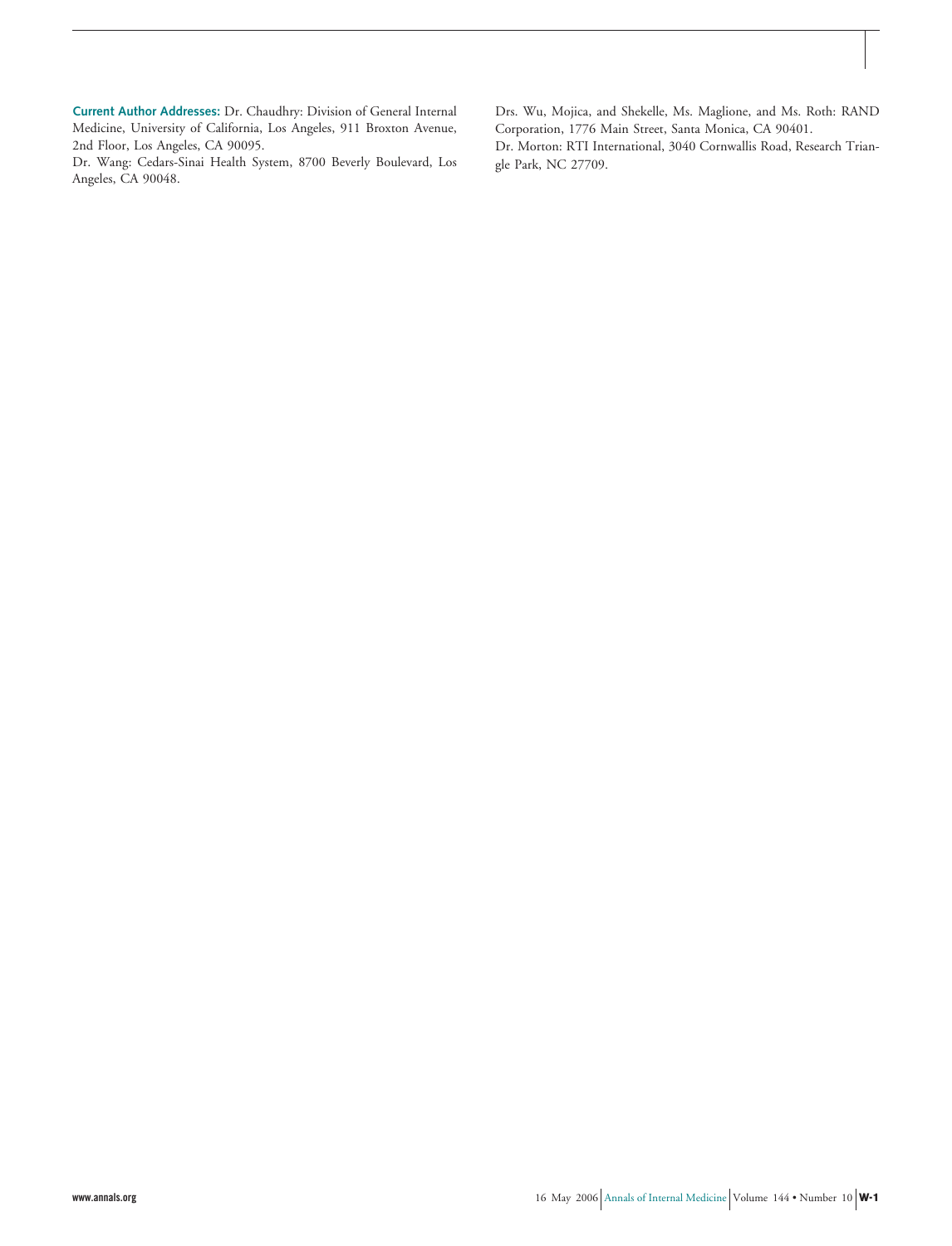**Current Author Addresses:** Dr. Chaudhry: Division of General Internal Medicine, University of California, Los Angeles, 911 Broxton Avenue, 2nd Floor, Los Angeles, CA 90095.

Dr. Wang: Cedars-Sinai Health System, 8700 Beverly Boulevard, Los Angeles, CA 90048.

Drs. Wu, Mojica, and Shekelle, Ms. Maglione, and Ms. Roth: RAND Corporation, 1776 Main Street, Santa Monica, CA 90401.

Dr. Morton: RTI International, 3040 Cornwallis Road, Research Triangle Park, NC 27709.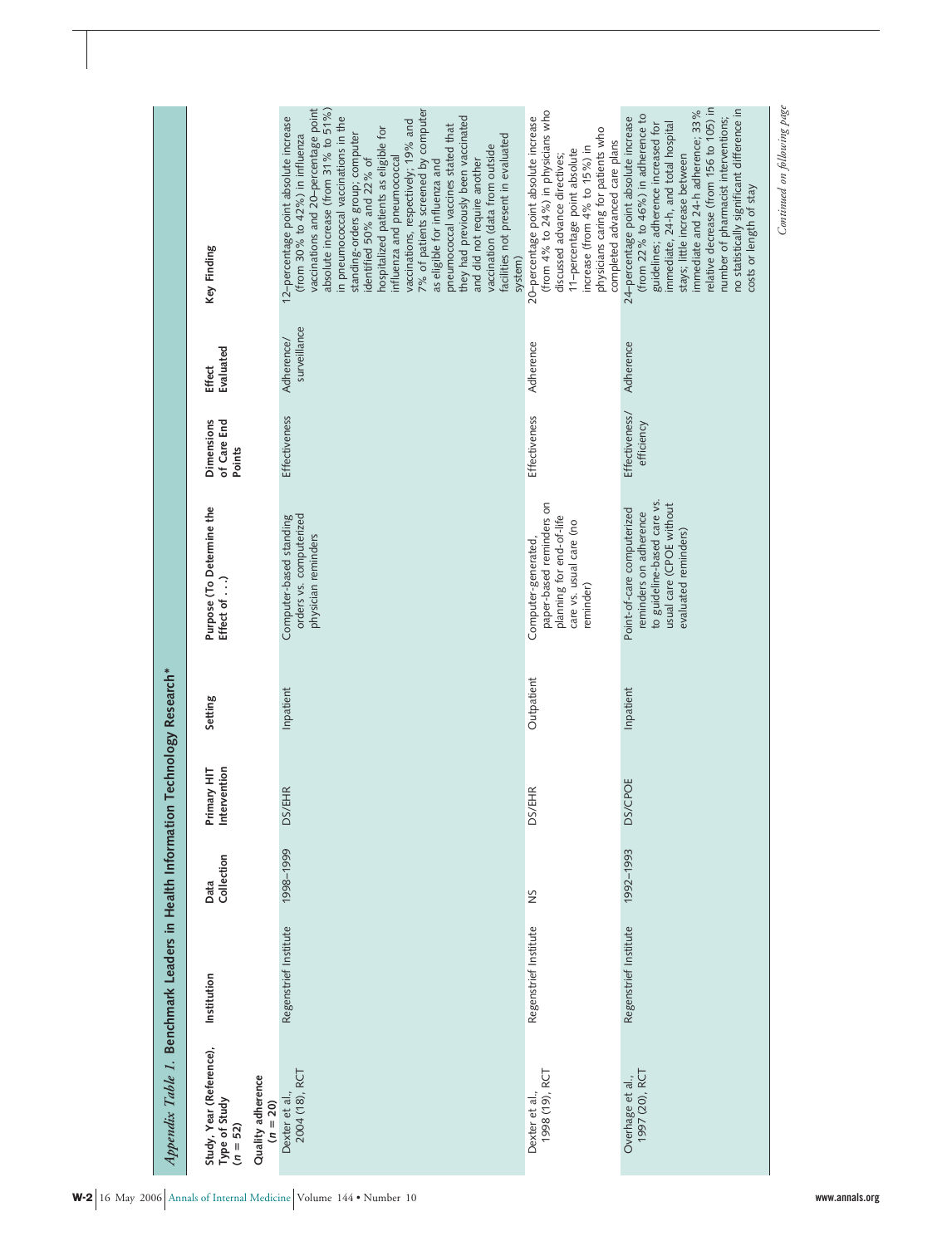*Appendix Table 1.* Benchmark Leaders in Health Information Technology Research*

| Study, Year (Reference), Type of Study (n = 52) | Institution | Data Collection | Primary HIT Intervention | Setting | Purpose (To Determine the Effect of . . .) | Dimensions of Care End Points | Effect Evaluated | Key Finding |
|---|---|---|---|---|---|---|---|---|
| Quality adherence (n = 20) | | | | | | | | |
| Dexter et al., 2004 (18), RCT | Regenstrief Institute | 1998–1999 | DS/EHR | Inpatient | Computer-based standing orders vs. computerized physician reminders | Effectiveness | Adherence/surveillance | 12–percentage point absolute increase (from 30% to 42%) in influenza vaccinations and 20–percentage point absolute increase (from 31% to 51%) in pneumococcal vaccinations in the standing-orders group; computer identified 50% and 22% of hospitalized patients as eligible for influenza and pneumococcal vaccinations, respectively; 19% and 7% of patients screened by computer as eligible for influenza and pneumococcal vaccines stated that they had previously been vaccinated and did not require another vaccination (data from outside facilities not present in evaluated system) |
| Dexter et al., 1998 (19), RCT | Regenstrief Institute | NS | DS/EHR | Outpatient | Computer-generated, paper-based reminders on planning for end-of-life care vs. usual care (no reminder) | Effectiveness | Adherence | 20–percentage point absolute increase (from 4% to 24%) in physicians who discussed advance directives; 11–percentage point absolute increase (from 4% to 15%) in physicians caring for patients who completed advanced care plans |
| Overhage et al., 1997 (20), RCT | Regenstrief Institute | 1992–1993 | DS/CPOE | Inpatient | Point-of-care computerized reminders on adherence to guideline-based care vs. usual care (CPOE without evaluated reminders) | Effectiveness/efficiency | Adherence | 24–percentage point absolute increase (from 22% to 46%) in adherence to guidelines; adherence increased for immediate, 24-h, and total hospital stays; little increase between immediate and 24-h adherence; 33% relative decrease (from 156 to 105) in number of pharmacist interventions; no statistically significant difference in costs or length of stay |

*Continued on following page*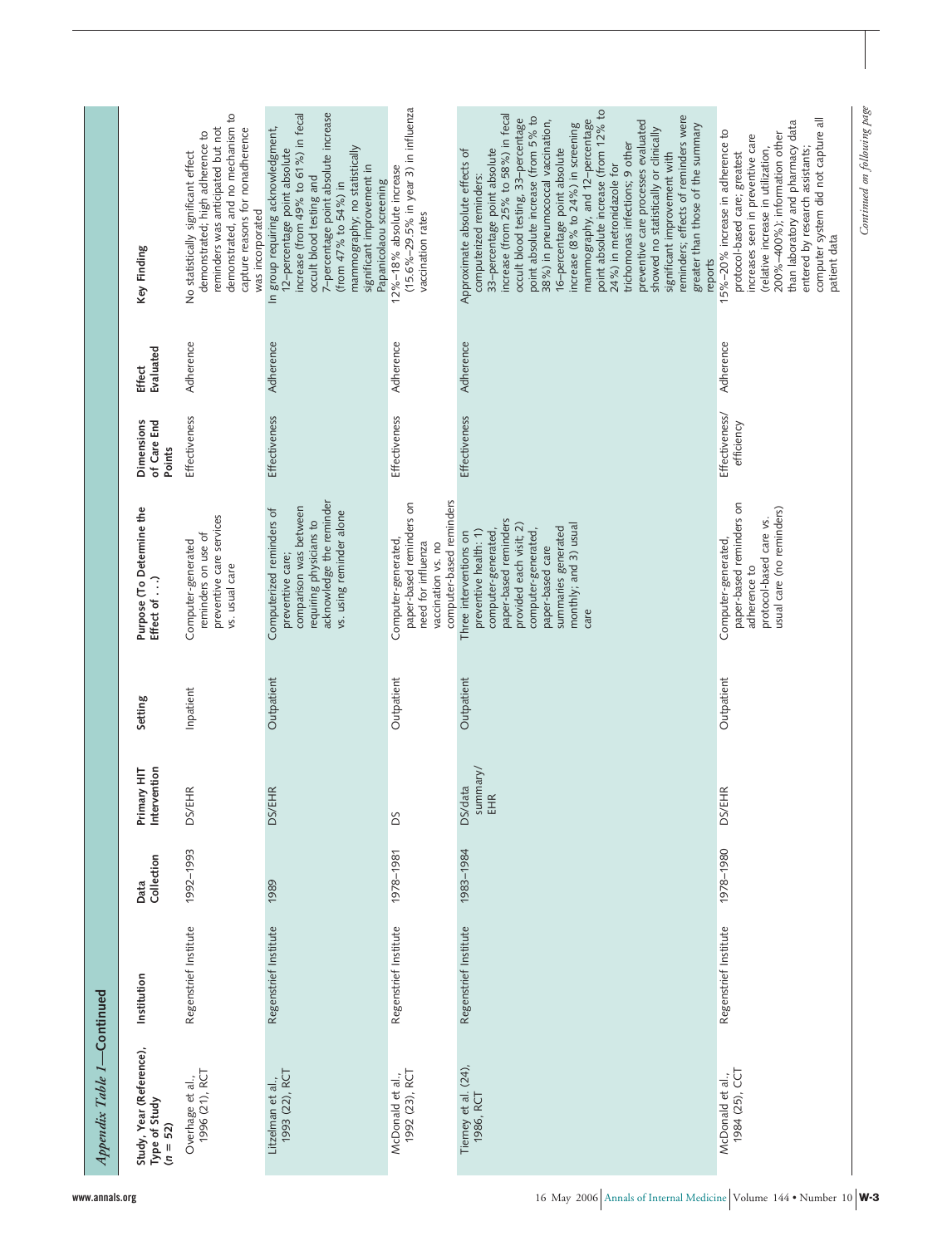*Appendix Table 1*—Continued

| Study, Year (Reference), Type of Study (n = 52) | Institution | Data Collection | Primary HIT Intervention | Setting | Purpose (To Determine the Effect of . . .) | Dimensions of Care End Points | Effect Evaluated | Key Finding |
|---|---|---|---|---|---|---|---|---|
| Overhage et al., 1996 (21), RCT | Regenstrief Institute | 1992–1993 | DS/EHR | Inpatient | Computer-generated reminders on use of preventive care services vs. usual care | Effectiveness | Adherence | No statistically significant effect demonstrated; high adherence to reminders was anticipated but not demonstrated, and no mechanism to capture reasons for nonadherence was incorporated |
| Litzelman et al., 1993 (22), RCT | Regenstrief Institute | 1989 | DS/EHR | Outpatient | Computerized reminders of preventive care; comparison was between requiring physicians to acknowledge the reminder vs. using reminder alone | Effectiveness | Adherence | In group requiring acknowledgment, 12–percentage point absolute increase (from 49% to 61%) in fecal occult blood testing and 7–percentage point absolute increase (from 47% to 54%) in mammography; no statistically significant improvement in Papanicolaou screening |
| McDonald et al., 1992 (23), RCT | Regenstrief Institute | 1978–1981 | DS | Outpatient | Computer-generated, paper-based reminders on need for influenza vaccination vs. no computer-based reminders | Effectiveness | Adherence | 12%–18% absolute increase (15.6%–29.5% in year 3) in influenza vaccination rates |
| Tierney et al. (24), 1986, RCT | Regenstrief Institute | 1983–1984 | DS/data summary/ EHR | Outpatient | Three interventions on preventive health: 1) computer-generated, paper-based reminders provided each visit; 2) computer-generated, paper-based care summaries generated monthly; and 3) usual care | Effectiveness | Adherence | Approximate absolute effects of computerized reminders: 33–percentage point absolute increase (from 25% to 58%) in fecal occult blood testing, 33–percentage point absolute increase (from 5% to 38%) in pneumococcal vaccination, 16–percentage point absolute increase (8% to 24%) in screening mammography, and 12–percentage point absolute increase (from 12% to 24%) in metronidazole for trichomonas infections; 9 other preventive care processes evaluated showed no statistically or clinically significant improvement with reminders; effects of reminders were greater than those of the summary reports |
| McDonald et al., 1984 (25), CCT | Regenstrief Institute | 1978–1980 | DS/EHR | Outpatient | Computer-generated, paper-based reminders on adherence to protocol-based care vs. usual care (no reminders) | Effectiveness/ efficiency | Adherence | 15%–20% increase in adherence to protocol-based care; greatest increases seen in preventive care (relative increase in utilization, 200%–400%); information other than laboratory and pharmacy data entered by research assistants; computer system did not capture all patient data |

*Continued on following page*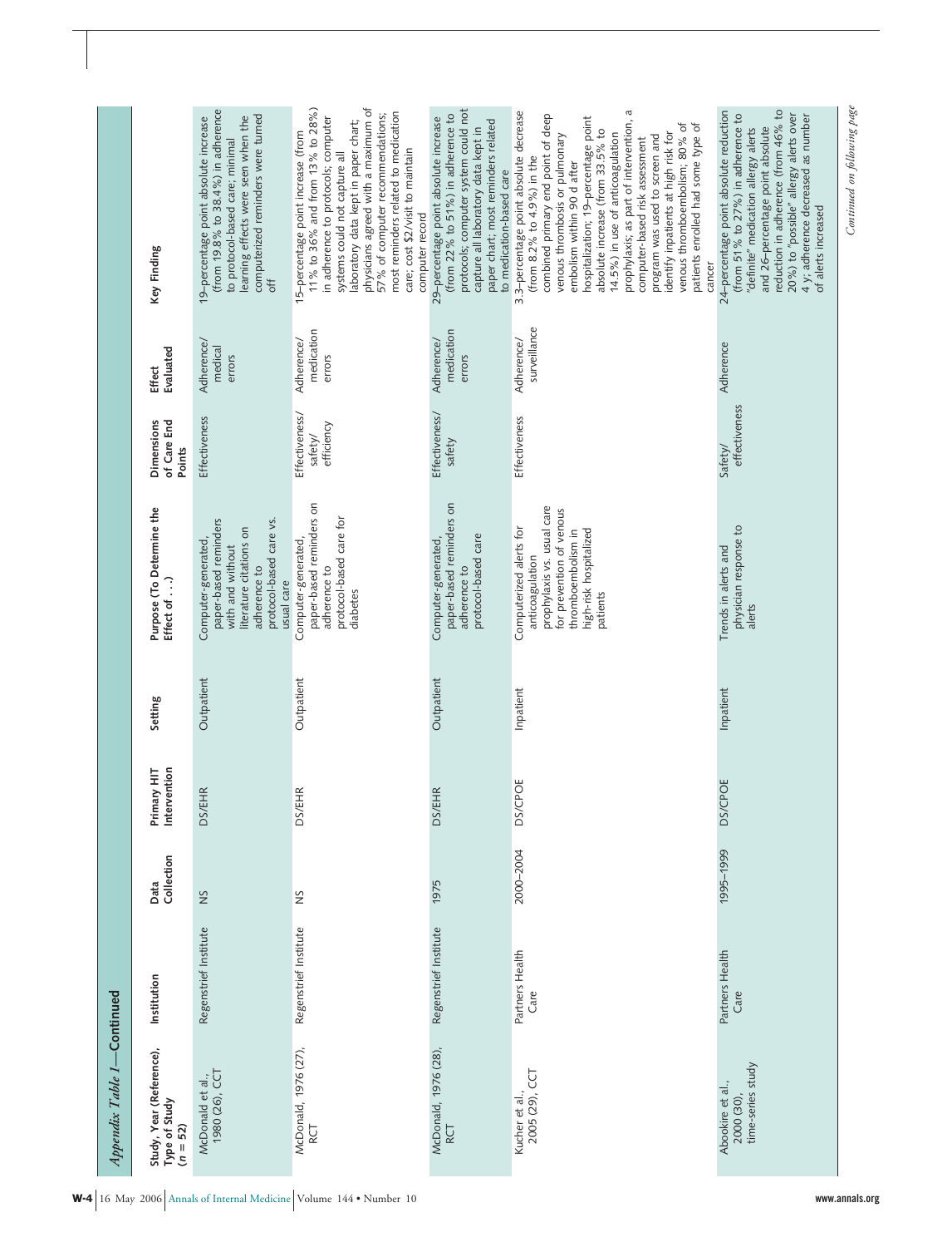*Appendix Table 1—Continued*

| Study, Year (Reference), Type of Study (n = 52) | Institution | Data Collection | Primary HIT Intervention | Setting | Purpose (To Determine the Effect of . . .) | Dimensions of Care End Points | Effect Evaluated | Key Finding |
|---|---|---|---|---|---|---|---|---|
| McDonald et al., 1980 (26), CCT | Regenstrief Institute | NS | DS/EHR | Outpatient | Computer-generated, paper-based reminders with and without literature citations on adherence to protocol-based care vs. usual care | Effectiveness | Adherence/medical errors | 19–percentage point absolute increase (from 19.8% to 38.4%) in adherence to protocol-based care; minimal learning effects were seen when the computerized reminders were turned off |
| McDonald, 1976 (27), RCT | Regenstrief Institute | NS | DS/EHR | Outpatient | Computer-generated, paper-based reminders on adherence to protocol-based care for diabetes | Effectiveness/safety/efficiency | Adherence/medication errors | 15–percentage point increase (from 11% to 36% and from 13% to 28%) in adherence to protocols; computer systems could not capture all laboratory data kept in paper chart; physicians agreed with a maximum of 57% of computer recommendations; most reminders related to medication care; cost $2/visit to maintain computer record |
| McDonald, 1976 (28), RCT | Regenstrief Institute | 1975 | DS/EHR | Outpatient | Computer-generated, paper-based reminders on adherence to protocol-based care | Effectiveness/safety | Adherence/medication errors | 29–percentage point absolute increase (from 22% to 51%) in adherence to protocols; computer system could not capture all laboratory data kept in paper chart; most reminders related to medication-based care |
| Kucher et al., 2005 (29), CCT | Partners Health Care | 2000–2004 | DS/CPOE | Inpatient | Computerized alerts for anticoagulation prophylaxis vs. usual care for prevention of venous thromboembolism in high-risk hospitalized patients | Effectiveness | Adherence/surveillance | 3.3–percentage point absolute decrease (from 8.2% to 4.9%) in the combined primary end point of deep venous thrombosis or pulmonary embolism within 90 d after hospitalization; 19–percentage point absolute increase (from 33.5% to 14.5%) in use of anticoagulation prophylaxis; as part of intervention, a computer-based risk assessment program was used to screen and identify inpatients at high risk for venous thromboembolism; 80% of patients enrolled had some type of cancer |
| Abookire et al., 2000 (30), time-series study | Partners Health Care | 1995–1999 | DS/CPOE | Inpatient | Trends in alerts and physician response to alerts | Safety/effectiveness | Adherence | 24–percentage point absolute reduction (from 51% to 27%) in adherence to "definite" medication allergy alerts and 26–percentage point absolute reduction in adherence (from 46% to 20%) to "possible" allergy alerts over 4 y; adherence decreased as number of alerts increased |

*Continued on following page*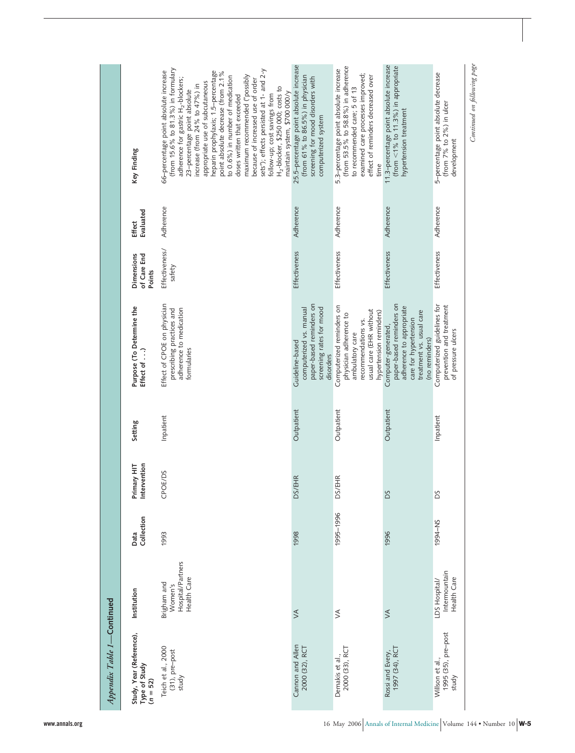*Appendix Table 1*—Continued

| Study, Year (Reference), Type of Study (n = 52) | Institution | Data Collection | Primary HIT Intervention | Setting | Purpose (To Determine the Effect of . . .) | Dimensions of Care End Points | Effect Evaluated | Key Finding |
|---|---|---|---|---|---|---|---|---|
| Teich et al., 2000 (31), pre–post study | Brigham and Women's Hospital/Partners Health Care | 1993 | CPOE/DS | Inpatient | Effect of CPOE on physician prescribing practices and adherence to medication formularies | Effectiveness/safety | Adherence | 66–percentage point absolute increase (from 15.6% to 81.3%) in formulary adherence for gastric $H_2$-blockers; 23–percentage point absolute increase (from 24% to 47%) in appropriate use of subcutaneous heparin prophylaxis; 1.5–percentage point absolute decrease (from 2.1% to 0.6%) in number of medication doses written that exceeded maximum recommended ("possibly because of increased use of order sets"); effects persisted at 1- and 2-y follow-up; cost savings from $H_2$-blocker, $250 000; costs to maintain system, $700 000/y |
| Cannon and Allen 2000 (32), RCT | VA | 1998 | DS/EHR | Outpatient | Guideline-based computerized vs. manual paper-based reminders on screening rates for mood disorders | Effectiveness | Adherence | 25.5–percentage point absolute increase (from 61% to 86.5%) in physician screening for mood disorders with computerized system |
| Demakis et al., 2000 (33), RCT | VA | 1995–1996 | DS/EHR | Outpatient | Computerized reminders on physician adherence to ambulatory care recommendations vs. usual care (EHR without hypertension reminders) | Effectiveness | Adherence | 5.3–percentage point absolute increase (from 53.5% to 58.8%) in adherence to recommended care; 5 of 13 examined care processes improved; effect of reminders decreased over time |
| Rossi and Every, 1997 (34), RCT | VA | 1996 | DS | Outpatient | Computer-generated, paper-based reminders on adherence to appropriate care for hypertension treatment vs. usual care (no reminders) | Effectiveness | Adherence | 11.3–percentage point absolute increase (from <1% to 11.3%) in appropriate hypertension treatment |
| Willson et al., 1995 (35), pre–post study | LDS Hospital/ Intermountain Health Care | 1994–NS | DS | Inpatient | Computerized guidelines for prevention and treatment of pressure ulcers | Effectiveness | Adherence | 5–percentage point absolute decrease (from 7% to 2%) in ulcer development |

*Continued on following page*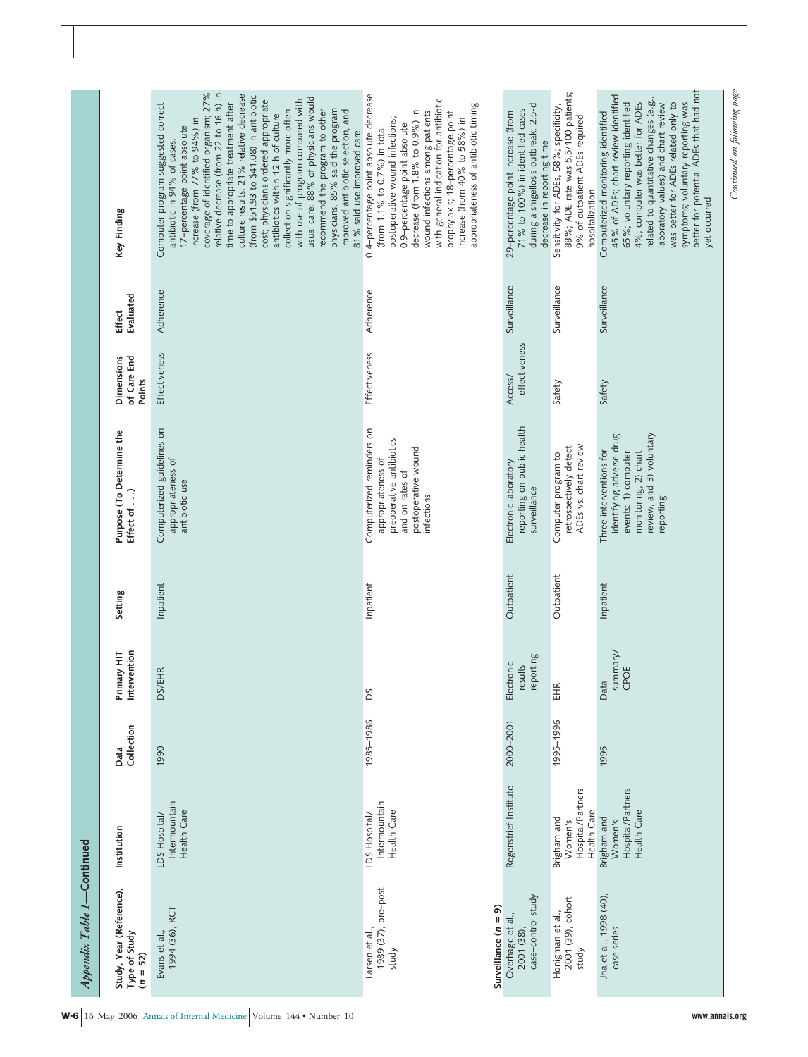*Appendix Table 1—Continued*

| Study, Year (Reference), Type of Study (n = 52) | Institution | Data Collection | Primary HIT Intervention | Setting | Purpose (To Determine the Effect of . . .) | Dimensions of Care End Points | Effect Evaluated | Key Finding |
|---|---|---|---|---|---|---|---|---|
| Evans et al., 1994 (36), RCT | LDS Hospital/Intermountain Health Care | 1990 | DS/EHR | Inpatient | Computerized guidelines on appropriateness of antibiotic use | Effectiveness | Adherence | Computer program suggested correct antibiotic in 94% of cases; 17–percentage point absolute increase (from 77% to 94%) in coverage of identified organism; 27% relative decrease (from 22 to 16 h) in time to appropriate treatment after culture results; 21% relative decrease (from $51.93 to $41.08) in antibiotic cost; physicians ordered appropriate antibiotics within 12 h of culture collection significantly more often with use of program compared with usual care; 88% of physicians would recommend the program to other physicians, 85% said the program improved antibiotic selection, and 81% said use improved care |
| Larsen et al., 1989 (37), pre–post study | LDS Hospital/Intermountain Health Care | 1985–1986 | DS | Inpatient | Computerized reminders on appropriateness of preoperative antibiotics and on rates of postoperative wound infections | Effectiveness | Adherence | 0.4–percentage point absolute decrease (from 1.1% to 0.7%) in total postoperative wound infections; 0.9–percentage point absolute decrease (from 1.8% to 0.9%) in wound infections among patients with general indication for antibiotic prophylaxis; 18–percentage point increase (from 40% to 58%) in appropriateness of antibiotic timing |
| **Surveillance (n = 9)** | | | | | | | | |
| Overhage et al., 2001 (38), case–control study | Regenstrief Institute | 2000–2001 | Electronic results reporting | Outpatient | Electronic laboratory reporting on public health surveillance | Access/effectiveness | Surveillance | 29–percentage point increase (from 71% to 100%) in identified cases during a shigellosis outbreak; 2.5-d decrease in reporting time |
| Honigman et al., 2001 (39), cohort study | Brigham and Women's Hospital/Partners Health Care | 1995–1996 | EHR | Outpatient | Computer program to retrospectively detect ADEs vs. chart review | Safety | Surveillance | Sensitivity for ADEs, 58%; specificity, 88%; ADE rate was 5.5/100 patients; 9% of outpatient ADEs required hospitalization |
| Jha et al., 1998 (40), case series | Brigham and Women's Hospital/Partners Health Care | 1995 | Data summary/CPOE | Inpatient | Three interventions for identifying adverse drug events: 1) computer monitoring, 2) chart review, and 3) voluntary reporting | Safety | Surveillance | Computerized monitoring identified 45% of ADEs; chart review identified 65%; voluntary reporting identified 4%; computer was better for ADEs related to quantitative changes (e.g., laboratory values) and chart review was better for ADEs related only to symptoms; voluntary reporting was better for potential ADEs that had not yet occurred |

*Continued on following page*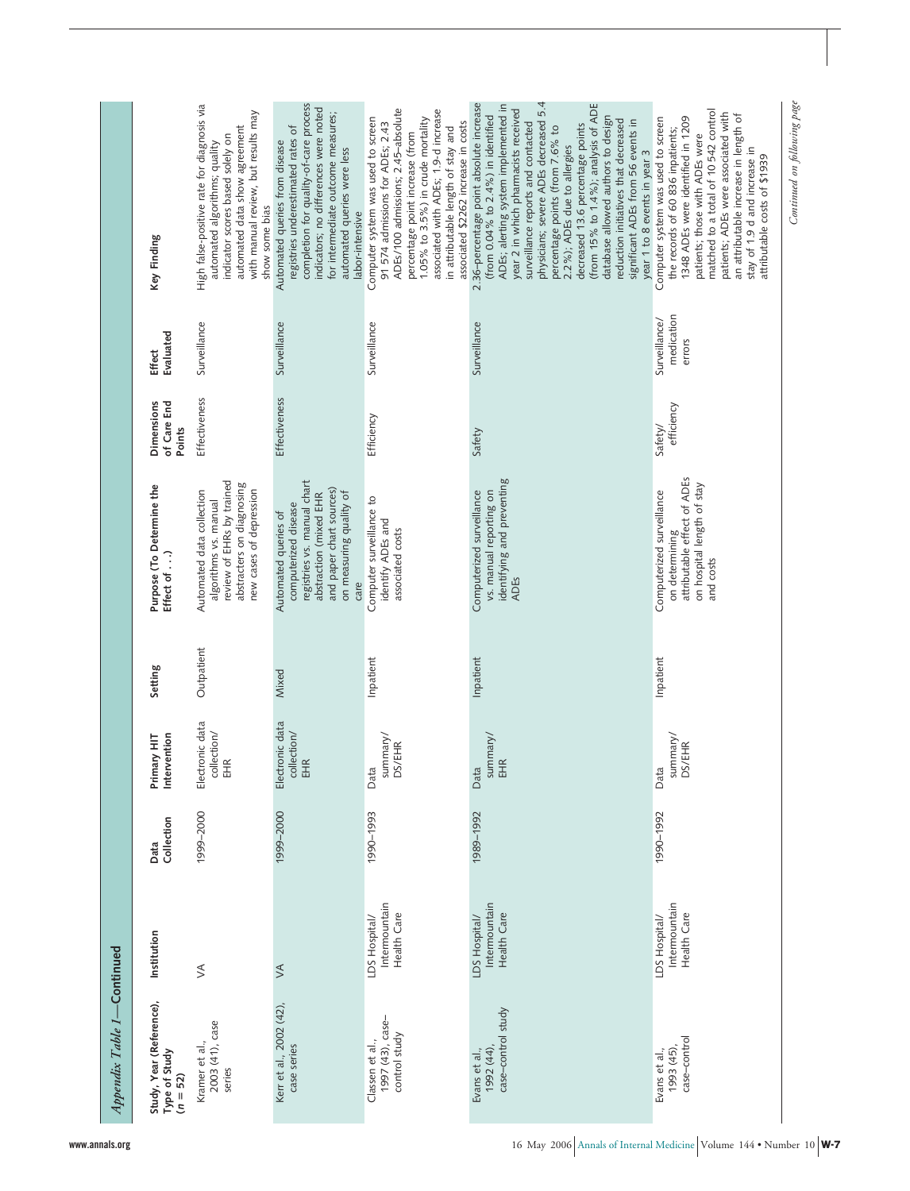*Appendix Table 1—Continued*

| Study, Year (Reference), Type of Study (n = 52) | Institution | Data Collection | Primary HIT Intervention | Setting | Purpose (To Determine the Effect of . . .) | Dimensions of Care End Points | Effect Evaluated | Key Finding |
|---|---|---|---|---|---|---|---|---|
| Kramer et al., 2003 (41), case series | VA | 1999–2000 | Electronic data collection/ EHR | Outpatient | Automated data collection algorithms vs. manual review of EHRs by trained abstracters on diagnosing new cases of depression | Effectiveness | Surveillance | High false-positive rate for diagnosis via automated algorithms; quality indicator scores based solely on automated data show agreement with manual review, but results may show some bias |
| Kerr et al., 2002 (42), case series | VA | 1999–2000 | Electronic data collection/ EHR | Mixed | Automated queries of computerized disease registries vs. manual chart abstraction (mixed EHR and paper chart sources) on measuring quality of care | Effectiveness | Surveillance | Automated queries from disease registries underestimated rates of completion for quality-of-care process indicators; no differences were noted for intermediate outcome measures; automated queries were less labor-intensive |
| Classen et al., 1997 (43), case–control study | LDS Hospital/ Intermountain Health Care | 1990–1993 | Data summary/ DS/EHR | Inpatient | Computer surveillance to identify ADEs and associated costs | Efficiency | Surveillance | Computer system was used to screen 91 574 admissions for ADEs; 2.43 ADEs/100 admissions; 2.45–absolute percentage point increase (from 1.05% to 3.5%) in crude mortality associated with ADEs; 1.9-d increase in attributable length of stay and associated $2262 increase in costs |
| Evans et al., 1992 (44), case–control study | LDS Hospital/ Intermountain Health Care | 1989–1992 | Data summary/ EHR | Inpatient | Computerized surveillance vs. manual reporting on identifying and preventing ADEs | Safety | Surveillance | 2.36–percentage point absolute increase (from 0.04% to 2.4%) in identified ADEs; alerting system implemented in year 2 in which pharmacists received surveillance reports and contacted physicians; severe ADEs decreased 5.4 percentage points (from 7.6% to 2.2%); ADEs due to allergies decreased 13.6 percentage points (from 15% to 1.4%); analysis of ADE database allowed authors to design reduction initiatives that decreased significant ADEs from 56 events in year 1 to 8 events in year 3 |
| Evans et al., 1993 (45), case–control | LDS Hospital/ Intermountain Health Care | 1990–1992 | Data summary/ DS/EHR | Inpatient | Computerized surveillance on determining attributable effect of ADEs on hospital length of stay and costs | Safety/ efficiency | Surveillance/ medication errors | Computer system was used to screen the records of 60 836 inpatients; 1348 ADEs were identified in 1209 patients; those with ADEs were matched to a total of 10 542 control patients; ADEs were associated with an attributable increase in length of stay of 1.9 d and increase in attributable costs of $1939 |

*Continued on following page*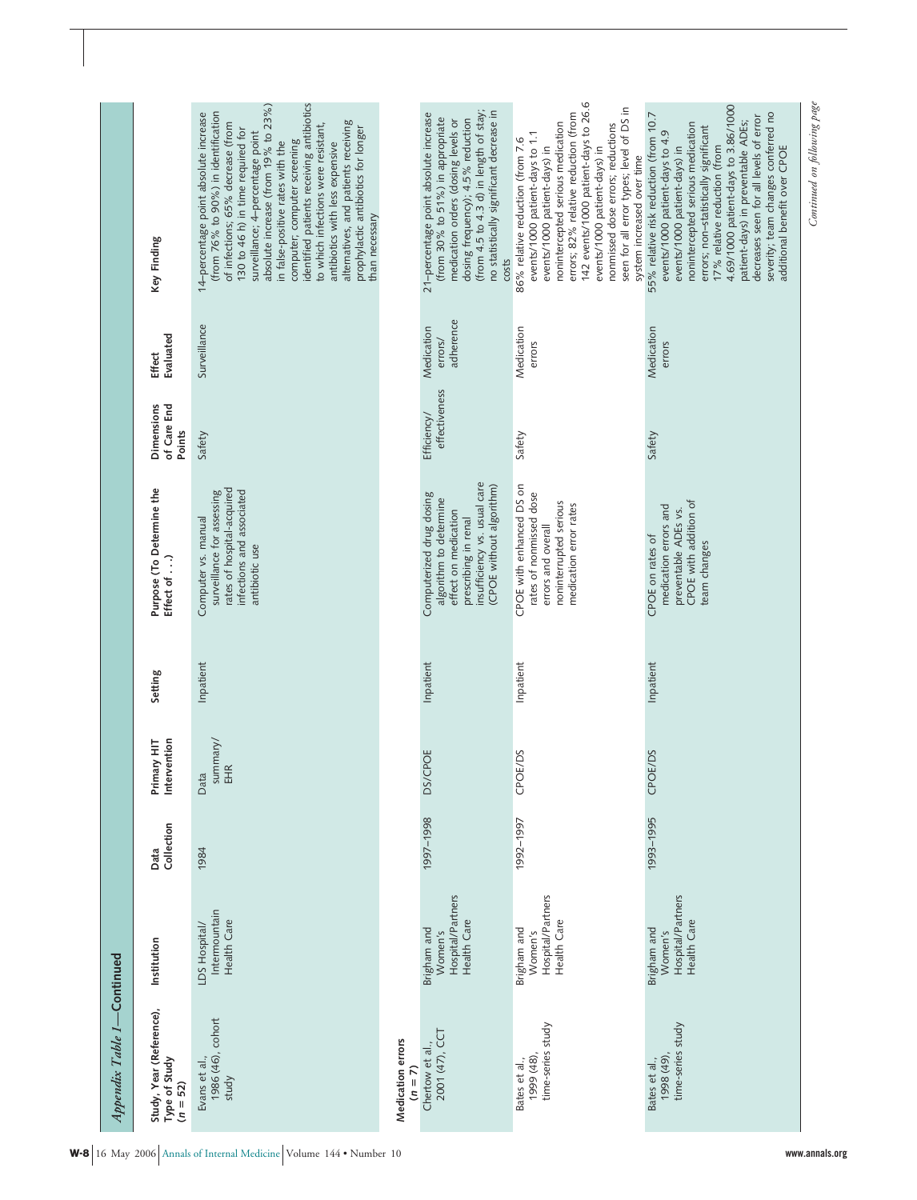*Appendix Table 1—Continued*

| Study, Year (Reference), Type of Study (n = 52) | Institution | Data Collection | Primary HIT Intervention | Setting | Purpose (To Determine the Effect of . . .) | Dimensions of Care End Points | Effect Evaluated | Key Finding |
|---|---|---|---|---|---|---|---|---|
| Evans et al., 1986 (46), cohort study | LDS Hospital/ Intermountain Health Care | 1984 | Data summary/ EHR | Inpatient | Computer vs. manual surveillance for assessing rates of hospital-acquired infections and associated antibiotic use | Safety | Surveillance | 14–percentage point absolute increase (from 76% to 90%) in identification of infections; 65% decrease (from 130 to 46 h) in time required for surveillance; 4–percentage point absolute increase (from 19% to 23%) in false-positive rates with the computer; computer screening identified patients receiving antibiotics to which infections were resistant, antibiotics with less expensive alternatives, and patients receiving prophylactic antibiotics for longer than necessary |
| **Medication errors (n = 7)** | | | | | | | | |
| Chertow et al., 2001 (47), CCT | Brigham and Women's Hospital/Partners Health Care | 1997–1998 | DS/CPOE | Inpatient | Computerized drug dosing algorithm to determine effect on medication prescribing in renal insufficiency vs. usual care (CPOE without algorithm) | Efficiency/ effectiveness | Medication errors/ adherence | 21–percentage point absolute increase (from 30% to 51%) in appropriate medication orders (dosing levels or dosing frequency); 4.5% reduction (from 4.5 to 4.3 d) in length of stay; no statistically significant decrease in costs |
| Bates et al., 1999 (48), time-series study | Brigham and Women's Hospital/Partners Health Care | 1992–1997 | CPOE/DS | Inpatient | CPOE with enhanced DS on rates of nonmissed dose errors and overall nonintercepted serious medication error rates | Safety | Medication errors | 86% relative reduction (from 7.6 events/1000 patient-days to 1.1 events/1000 patient-days) in nonintercepted serious medication errors; 82% relative reduction (from 142 events/1000 patient-days to 26.6 events/1000 patient-days) in nonmissed dose errors; reductions seen for all error types; level of DS in system increased over time |
| Bates et al., 1998 (49), time-series study | Brigham and Women's Hospital/Partners Health Care | 1993–1995 | CPOE/DS | Inpatient | CPOE on rates of medication errors and preventable ADEs vs. CPOE with addition of team changes | Safety | Medication errors | 55% relative risk reduction (from 10.7 events/1000 patient-days to 4.9 events/1000 patient-days) in nonintercepted serious medication errors; non–statistically significant 17% relative reduction (from 4.69/1000 patient-days to 3.86/1000 patient-days) in preventable ADEs; decreases seen for all levels of error severity; team changes conferred no additional benefit over CPOE |

*Continued on following page*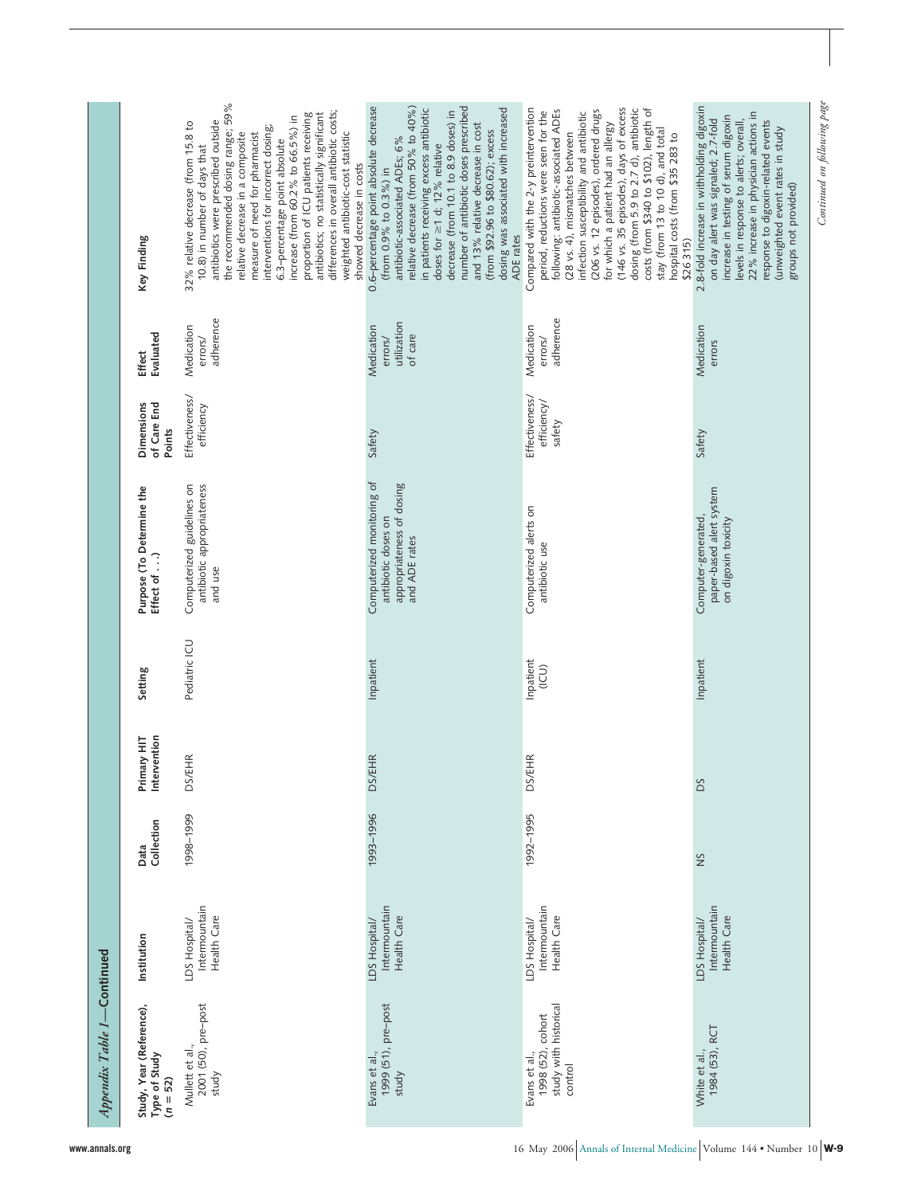*Appendix Table 1—Continued*

| Study, Year (Reference), Type of Study (n = 52) | Institution | Data Collection | Primary HIT Intervention | Setting | Purpose (To Determine the Effect of . . .) | Dimensions of Care End Points | Effect Evaluated | Key Finding |
|---|---|---|---|---|---|---|---|---|
| Mullett et al., 2001 (50), pre–post study | LDS Hospital/ Intermountain Health Care | 1998–1999 | DS/EHR | Pediatric ICU | Computerized guidelines on antibiotic appropriateness and use | Effectiveness/ efficiency | Medication errors/ adherence | 32% relative decrease (from 15.8 to 10.8) in number of days that antibiotics were prescribed outside the recommended dosing range; 59% relative decrease in a composite measure of need for pharmacist interventions for incorrect dosing; 6.3–percentage point absolute increase (from 60.2% to 66.5%) in proportion of ICU patients receiving antibiotics; no statistically significant differences in overall antibiotic costs; weighted antibiotic-cost statistic showed decrease in costs |
| Evans et al., 1999 (51), pre–post study | LDS Hospital/ Intermountain Health Care | 1993–1996 | DS/EHR | Inpatient | Computerized monitoring of antibiotic doses on appropriateness of dosing and ADE rates | Safety | Medication errors/ utilization of care | 0.6–percentage point absolute decrease (from 0.9% to 0.3%) in antibiotic-associated ADEs; 6% relative decrease (from 50% to 40%) in patients receiving excess antibiotic doses for ≥1 d; 12% relative decrease (from 10.1 to 8.9 doses) in number of antibiotic doses prescribed and 13% relative decrease in cost (from \$92.96 to \$80.62); excess dosing was associated with increased ADE rates |
| Evans et al., 1998 (52), cohort study with historical control | LDS Hospital/ Intermountain Health Care | 1992–1995 | DS/EHR | Inpatient (ICU) | Computerized alerts on antibiotic use | Effectiveness/ efficiency/ safety | Medication errors/ adherence | Compared with the 2-y preintervention period, reductions were seen for the following: antibiotic-associated ADEs (28 vs. 4), mismatches between infection susceptibility and antibiotic (206 vs. 12 episodes), ordered drugs for which a patient had an allergy (146 vs. 35 episodes), days of excess dosing (from 5.9 to 2.7 d), antibiotic costs (from \$340 to \$102), length of stay (from 13 to 10 d), and total hospital costs (from \$35 283 to \$26 315) |
| White et al., 1984 (53), RCT | LDS Hospital/ Intermountain Health Care | NS | DS | Inpatient | Computer-generated, paper-based alert system on digoxin toxicity | Safety | Medication errors | 2.8-fold increase in withholding digoxin on day alert was signaled; 2.7-fold increase in testing of serum digoxin levels in response to alerts; overall, 22% increase in physician actions in response to digoxin-related events (unweighted event rates in study groups not provided) |

*Continued on following page*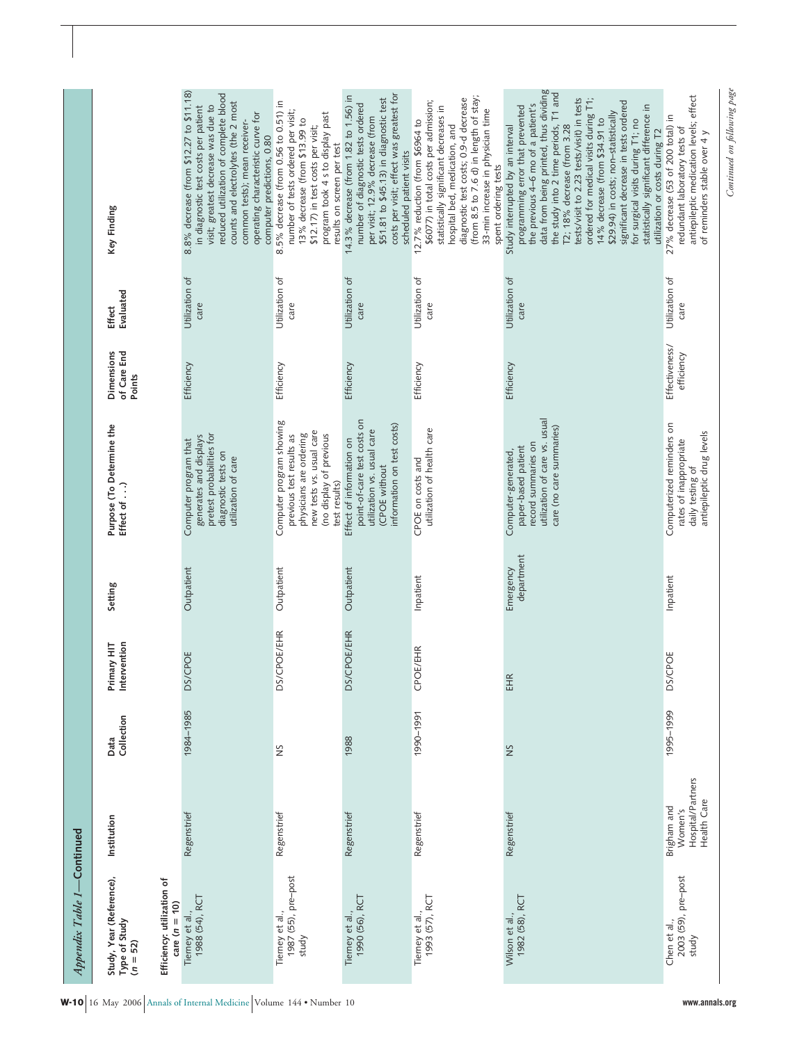*Appendix Table 1—Continued*

| Study, Year (Reference), Type of Study (n = 52) | Institution | Data Collection | Primary HIT Intervention | Setting | Purpose (To Determine the Effect of . . .) | Dimensions of Care End Points | Effect Evaluated | Key Finding |
|---|---|---|---|---|---|---|---|---|
| **Efficiency: utilization of care (n = 10)** | | | | | | | | |
| Tierney et al., 1988 (54), RCT | Regenstrief | 1984–1985 | DS/CPOE | Outpatient | Computer program that generates and displays pretest probabilities for diagnostic tests on utilization of care | Efficiency | Utilization of care | 8.8% decrease (from $12.27 to $11.18) in diagnostic test costs per patient visit; greatest decrease was due to reduced utilization of complete blood counts and electrolytes (the 2 most common tests); mean receiver-operating characteristic curve for computer predictions, 0.80 |
| Tierney et al., 1987 (55), pre–post study | Regenstrief | NS | DS/CPOE/EHR | Outpatient | Computer program showing previous test results as physicians are ordering new tests vs. usual care (no display of previous test results) | Efficiency | Utilization of care | 8.5% decrease (from 0.56 to 0.51) in number of tests ordered per visit; 13% decrease (from $13.99 to $12.17) in test costs per visit; program took 4 s to display past results on screen per test |
| Tierney et al., 1990 (56), RCT | Regenstrief | 1988 | DS/CPOE/EHR | Outpatient | Effect of information on point-of-care test costs on utilization vs. usual care (CPOE without information on test costs) | Efficiency | Utilization of care | 14.3% decrease (from 1.82 to 1.56) in number of diagnostic tests ordered per visit; 12.9% decrease (from $51.81 to $45.13) in diagnostic test costs per visit; effect was greatest for scheduled patient visits |
| Tierney et al., 1993 (57), RCT | Regenstrief | 1990–1991 | CPOE/EHR | Inpatient | CPOE on costs and utilization of health care | Efficiency | Utilization of care | 12.7% reduction (from $6964 to $6077) in total costs per admission; statistically significant decreases in hospital bed, medication, and diagnostic test costs; 0.9-d decrease (from 8.5 to 7.6 d) in length of stay; 33-min increase in physician time spent ordering tests |
| Wilson et al., 1982 (58), RCT | Regenstrief | NS | EHR | Emergency department | Computer-generated, paper-based patient record summaries on utilization of care vs. usual care (no care summaries) | Efficiency | Utilization of care | Study interrupted by an interval programming error that prevented the previous 4–6 mo of a patient's data from being printed, thus dividing the study into 2 time periods, T1 and T2; 18% decrease (from 3.28 tests/visit to 2.23 tests/visit) in tests ordered for medical visits during T1; 14% decrease (from $34.91 to $29.94) in costs; non–statistically significant decrease in tests ordered for surgical visits during T1; no statistically significant difference in utilization or costs during T2 |
| Chen et al., 2003 (59), pre–post study | Brigham and Women's Hospital/Partners Health Care | 1995–1999 | DS/CPOE | Inpatient | Computerized reminders on rates of inappropriate daily testing of antiepileptic drug levels | Effectiveness/efficiency | Utilization of care | 27% decrease (53 of 200 total) in redundant laboratory tests of antiepileptic medication levels; effect of reminders stable over 4 y |

*Continued on following page*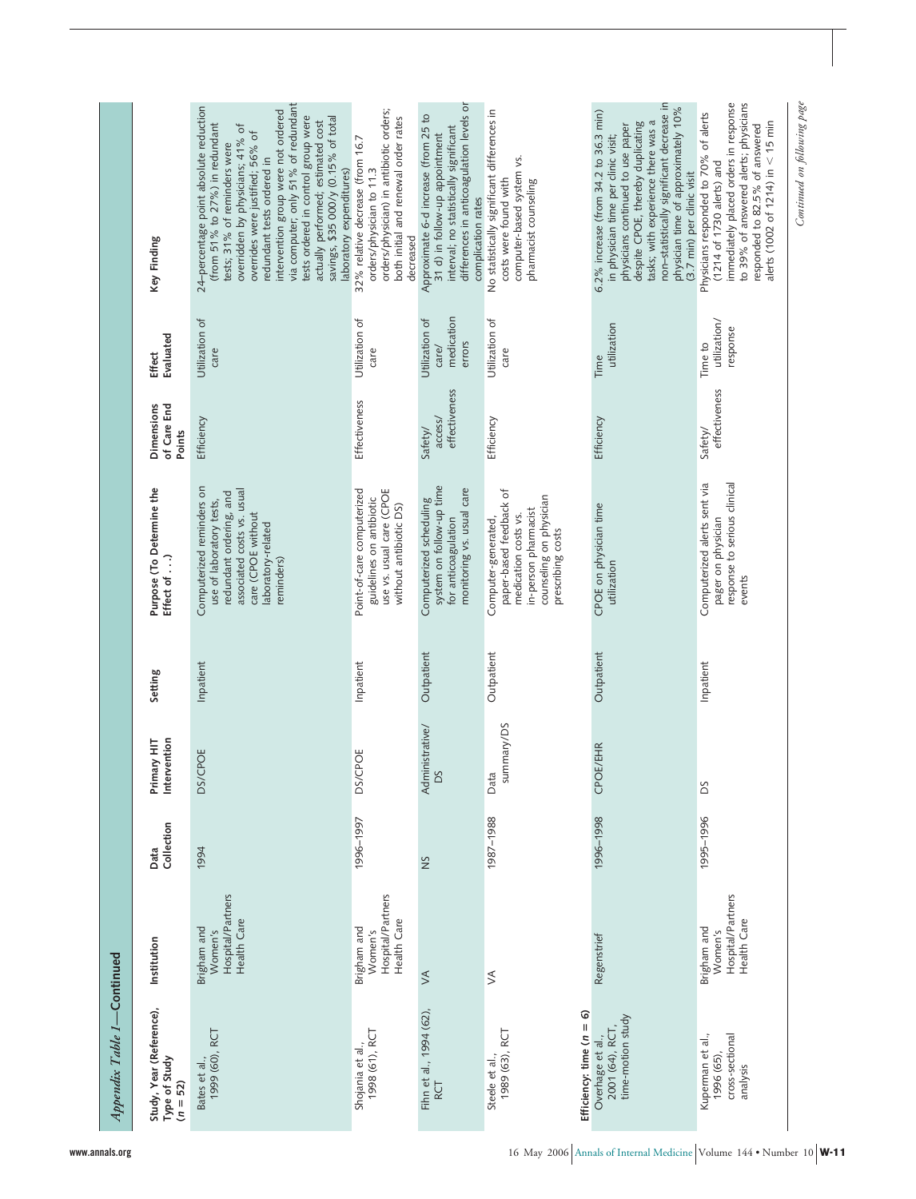*Appendix Table 1—Continued*

| Study, Year (Reference), Type of Study (n = 52) | Institution | Data Collection | Primary HIT Intervention | Setting | Purpose (To Determine the Effect of . . .) | Dimensions of Care End Points | Effect Evaluated | Key Finding |
|---|---|---|---|---|---|---|---|---|
| Bates et al., 1999 (60), RCT | Brigham and Women's Hospital/Partners Health Care | 1994 | DS/CPOE | Inpatient | Computerized reminders on use of laboratory tests, redundant ordering, and associated costs vs. usual care (CPOE without laboratory-related reminders) | Efficiency | Utilization of care | 24–percentage point absolute reduction (from 51% to 27%) in redundant tests; 31% of reminders were overridden by physicians; 41% of overrides were justified; 56% of redundant tests ordered in intervention group were not ordered via computer, only 51% of redundant tests ordered in control group were actually performed; estimated cost savings, $35 000/y (0.15% of total laboratory expenditures) |
| Shojania et al., 1998 (61), RCT | Brigham and Women's Hospital/Partners Health Care | 1996–1997 | DS/CPOE | Inpatient | Point-of-care computerized guidelines on antibiotic use vs. usual care (CPOE without antibiotic DS) | Effectiveness | Utilization of care | 32% relative decrease (from 16.7 orders/physician to 11.3 orders/physician) in antibiotic orders; both initial and renewal order rates decreased |
| Fihn et al., 1994 (62), RCT | VA | NS | Administrative/DS | Outpatient | Computerized scheduling system on follow-up time for anticoagulation monitoring vs. usual care | Safety/access/effectiveness | Utilization of care/medication errors | Approximate 6-d increase (from 25 to 31 d) in follow-up appointment interval; no statistically significant differences in anticoagulation levels or complication rates |
| Steele et al., 1989 (63), RCT | VA | 1987–1988 | Data summary/DS | Outpatient | Computer-generated, paper-based feedback of medication costs vs. in-person pharmacist counseling on physician prescribing costs | Efficiency | Utilization of care | No statistically significant differences in costs were found with computer-based system vs. pharmacist counseling |
| **Efficiency: time (n = 6)** | | | | | | | | |
| Overhage et al., 2001 (64), RCT, time-motion study | Regenstrief | 1996–1998 | CPOE/EHR | Outpatient | CPOE on physician time utilization | Efficiency | Time utilization | 6.2% increase (from 34.2 to 36.3 min) in physician time per clinic visit; physicians continued to use paper despite CPOE, thereby duplicating tasks; with experience there was a non–statistically significant decrease in physician time of approximately 10% (3.7 min) per clinic visit |
| Kuperman et al., 1996 (65), cross-sectional analysis | Brigham and Women's Hospital/Partners Health Care | 1995–1996 | DS | Inpatient | Computerized alerts sent via pager on physician response to serious clinical events | Safety/effectiveness | Time to utilization/response | Physicians responded to 70% of alerts (1214 of 1730 alerts) and immediately placed orders in response to 39% of answered alerts; physicians responded to 82.5% of answered alerts (1002 of 1214) in < 15 min |

*Continued on following page*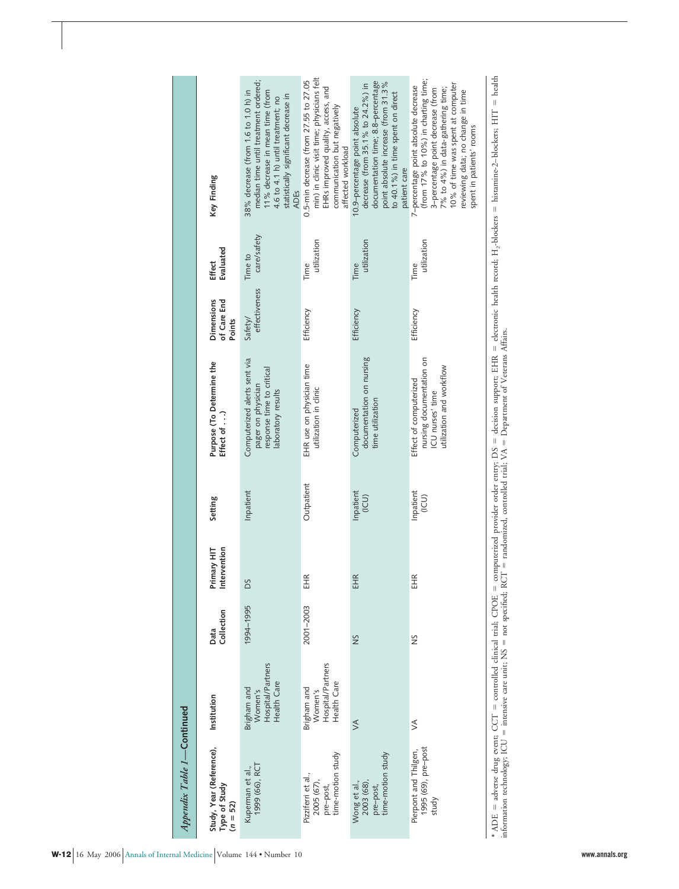*Appendix Table 1*—**Continued**

| Study, Year (Reference), Type of Study (n = 52) | Institution | Data Collection | Primary HIT Intervention | Setting | Purpose (To Determine the Effect of . . .) | Dimensions of Care End Points | Effect Evaluated | Key Finding |
|---|---|---|---|---|---|---|---|---|
| Kuperman et al., 1999 (66), RCT | Brigham and Women's Hospital/Partners Health Care | 1994–1995 | DS | Inpatient | Computerized alerts sent via pager on physician response time to critical laboratory results | Safety/effectiveness | Time to care/safety | 38% decrease (from 1.6 to 1.0 h) in median time until treatment ordered; 11% decrease in mean time (from 4.6 to 4.1 h) until treatment; no statistically significant decrease in ADEs |
| Pizziferri et al., 2005 (67), pre–post, time-motion study | Brigham and Women's Hospital/Partners Health Care | 2001–2003 | EHR | Outpatient | EHR use on physician time utilization in clinic | Efficiency | Time utilization | 0.5-min decrease (from 27.55 to 27.05 min) in clinic visit time; physicians felt EHRs improved quality, access, and communication but negatively affected workload |
| Wong et al., 2003 (68), pre–post, time-motion study | VA | NS | EHR | Inpatient (ICU) | Computerized documentation on nursing time utilization | Efficiency | Time utilization | 10.9-percentage point absolute decrease (from 35.1% to 24.2%) in documentation time; 8.8-percentage point absolute increase (from 31.3% to 40.1%) in time spent on direct patient care |
| Pierpont and Thilgen, 1995 (69), pre–post study | VA | NS | EHR | Inpatient (ICU) | Effect of computerized nursing documentation on ICU nurses' time utilization and workflow | Efficiency | Time utilization | 7-percentage point absolute decrease (from 17% to 10%) in charting time; 3-percentage point decrease (from 7% to 4%) in data-gathering time; 10% of time was spent at computer reviewing data; no change in time spent in patients' rooms |

* ADE = adverse drug event; CCT = controlled clinical trial; CPOE = computerized provider order entry; DS = decision support; EHR = electronic health record; $H_2$-blockers = histamine-2–blockers; HIT = health information technology; ICU = intensive care unit; NS = not specified; RCT = randomized, controlled trial; VA = Department of Veterans Affairs.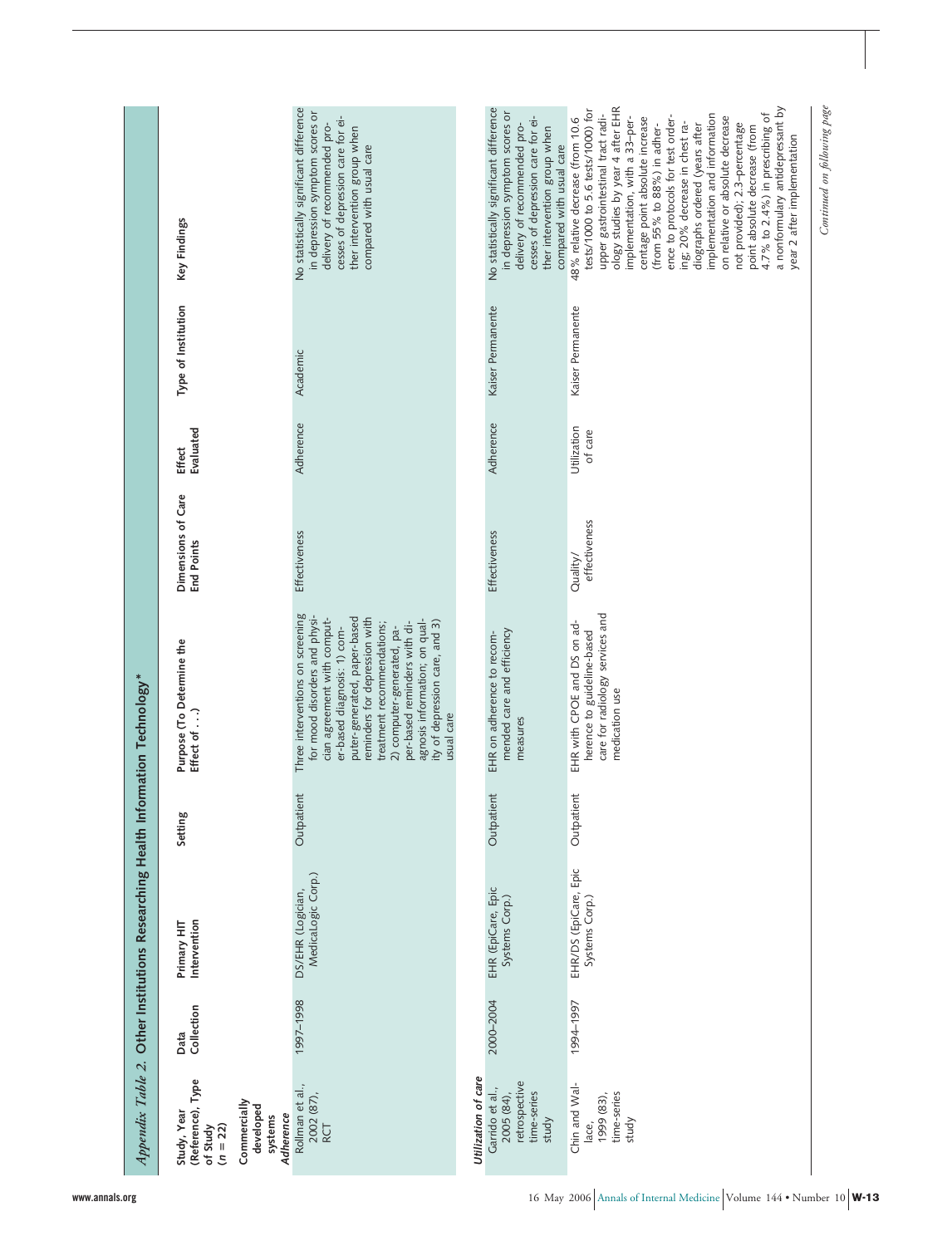*Appendix Table 2.* Other Institutions Researching Health Information Technology*

| Study, Year (Reference), Type of Study (n = 22) | Data Collection | Primary HIT Intervention | Setting | Purpose (To Determine the Effect of . . .) | Dimensions of Care End Points | Effect Evaluated | Type of Institution | Key Findings |
|---|---|---|---|---|---|---|---|---|
| **Commercially developed systems** | | | | | | | | |
| ***Adherence*** | | | | | | | | |
| Rollman et al., 2002 (87), RCT | 1997–1998 | DS/EHR (Logician, MedicaLogic Corp.) | Outpatient | Three interventions on screening for mood disorders and physician agreement with computer-based diagnosis: 1) computer-generated, paper-based reminders for depression with treatment recommendations; 2) computer-generated, paper-based reminders with diagnosis information; on quality of depression care, and 3) usual care | Effectiveness | Adherence | Academic | No statistically significant difference in depression symptom scores or delivery of recommended processes of depression care for either intervention group when compared with usual care |
| ***Utilization of care*** | | | | | | | | |
| Garrido et al., 2005 (84), retrospective time-series study | 2000–2004 | EHR (EpiCare, Epic Systems Corp.) | Outpatient | EHR on adherence to recommended care and efficiency measures | Effectiveness | Adherence | Kaiser Permanente | No statistically significant difference in depression symptom scores or delivery of recommended processes of depression care for either intervention group when compared with usual care |
| Chin and Wallace, 1999 (83), time-series study | 1994–1997 | EHR/DS (EpiCare, Epic Systems Corp.) | Outpatient | EHR with CPOE and DS on adherence to guideline-based care for radiology services and medication use | Quality/ effectiveness | Utilization of care | Kaiser Permanente | 48% relative decrease (from 10.6 tests/1000 to 5.6 tests/1000) for upper gastrointestinal tract radiology studies by year 4 after EHR implementation, with a 33–percentage point absolute increase (from 55% to 88%) in adherence to protocols for test ordering; 20% decrease in chest radiographs ordered (years after implementation and information on relative or absolute decrease not provided); 2.3–percentage point absolute decrease (from 4.7% to 2.4%) in prescribing of a nonformulary antidepressant by year 2 after implementation |

*Continued on following page*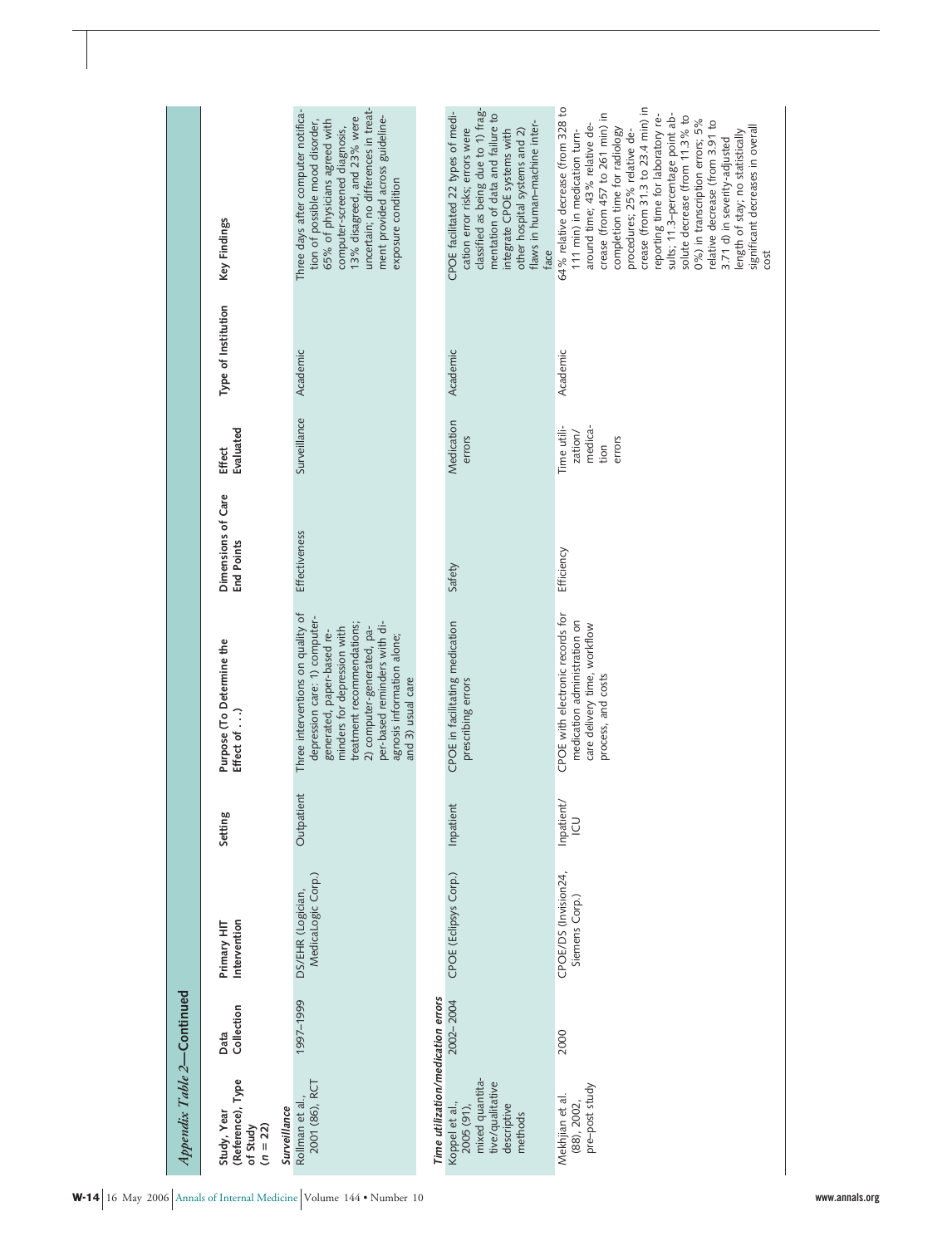## Appendix Table 2—Continued

| Study, Year (Reference), Type of Study (n = 22) | Data Collection | Primary HIT Intervention | Setting | Purpose (To Determine the Effect of . . .) | Dimensions of Care End Points | Effect Evaluated | Type of Institution | Key Findings |
|---|---|---|---|---|---|---|---|---|
| *Surveillance* | | | | | | | | |
| Rollman et al. 2001 (86), RCT | 1997–1999 | DS/EHR (Logician, MedicaLogic Corp.) | Outpatient | Three interventions on quality of depression care: 1) computer-generated, paper-based reminders for depression with treatment recommendations; 2) computer-generated, paper-based reminders with diagnosis information alone; and 3) usual care | Effectiveness | Surveillance | Academic | Three days after computer notification of possible mood disorder, 65% of physicians agreed with computer-screened diagnosis, 13% disagreed, and 23% were uncertain; no differences in treatment provided across guideline-exposure condition |
| *Time utilization/medication errors* | | | | | | | | |
| Koppel et al., 2005 (91), mixed quantitative/qualitative descriptive methods | 2002–2004 | CPOE (Eclipsys Corp.) | Inpatient | CPOE in facilitating medication prescribing errors | Safety | Medication errors | Academic | CPOE facilitated 22 types of medication error risks; errors were classified as being due to 1) fragmentation of data and failure to integrate CPOE systems with other hospital systems and 2) flaws in human–machine interface |
| Mekhjian et al. (88), 2002, pre–post study | 2000 | CPOE/DS (Invision24, Siemens Corp.) | Inpatient/ICU | CPOE with electronic records for medication administration on care delivery time, workflow process, and costs | Efficiency | Time utilization/medication errors | Academic | 64% relative decrease (from 328 to 111 min) in medication turnaround time; 43% relative decrease (from 457 to 261 min) in completion time for radiology procedures; 25% relative decrease (from 31.3 to 23.4 min) in reporting time for laboratory results; 11.3–percentage point absolute decrease (from 11.3% to 0%) in transcription errors; 5% relative decrease (from 3.91 to 3.71 d) in severity-adjusted length of stay; no statistically significant decreases in overall cost |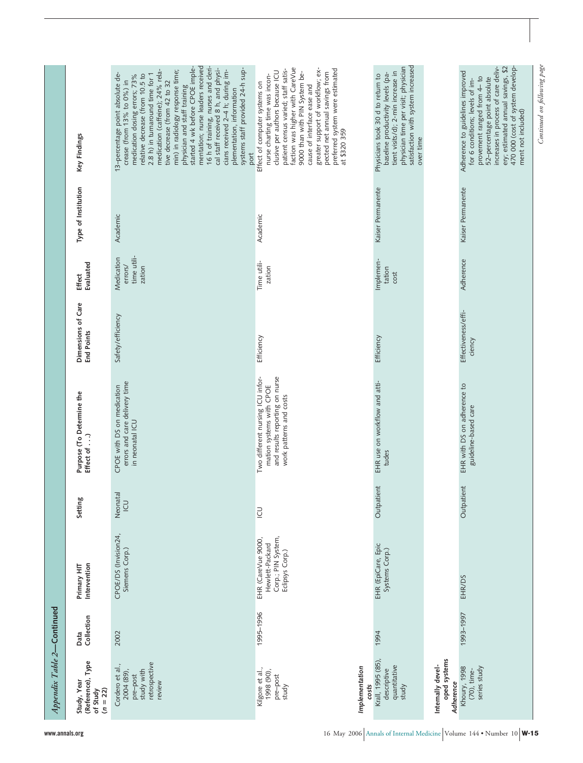*Appendix Table 2—Continued*

| Study, Year (Reference), Type of Study (n = 22) | Data Collection | Primary HIT Intervention | Setting | Purpose (To Determine the Effect of . . .) | Dimensions of Care End Points | Effect Evaluated | Type of Institution | Key Findings |
|---|---|---|---|---|---|---|---|---|
| Cordero et al., 2004 (89), pre–post study with retrospective review | 2002 | CPOE/DS (Invision24, Siemens Corp.) | Neonatal ICU | CPOE with DS on medication errors and care delivery time in neonatal ICU | Safety/efficiency | Medication errors/time utilization | Academic | 13–percentage point absolute decrease (from 13% to 0%) in medication dosing errors; 73% relative decrease (from 10.5 to 2.8 h) in turnaround time for 1 medication (caffeine); 24% relative decrease (from 42 to 32 min) in radiology response time; physician and staff training started 4 wk before CPOE implementation; nurse leaders received 16 h of training, nurses and clerical staff received 8 h, and physicians received 2–4 h; during implementation, information systems staff provided 24-h support |
| Kilgore et al., 1998 (90), pre–post study | 1995–1996 | EHR (CareVue 9000, Hewlett-Packard Corp.; PIN System, Eclipsys Corp.) | ICU | Two different nursing ICU information systems with CPOE and results reporting on nurse work patterns and costs | Efficiency | Time utilization | Academic | Effect of computer systems on nurse charting time was inconclusive per authors because ICU patient census varied; staff satisfaction was higher with CareVue 9000 than with PIN System because of interface ease and greater support of workflow; expected net annual savings from preferred system were estimated at $320 359 |
| ***Implementation costs*** | | | | | | | | |
| Krall, 1995 (85), descriptive quantitative study | 1994 | EHR (EpiCare, Epic Systems Corp.) | Outpatient | EHR use on workflow and attitudes | Efficiency | Implementation cost | Kaiser Permanente | Physicians took 30 d to return to baseline productivity levels (patient visits/d); 2-min increase in physician time per visit; physician satisfaction with system increased over time |
| **Internally developed systems** | | | | | | | | |
| ***Adherence*** | | | | | | | | |
| Khoury, 1998 (70), time-series study | 1993–1997 | EHR/DS | Outpatient | EHR with DS on adherence to guideline-based care | Effectiveness/efficiency | Adherence | Kaiser Permanente | Adherence to guidelines improved for 6 conditions; levels of improvement ranged from 4- to 52–percentage point absolute increases in process of care delivery; estimated annual savings, $2 470 000 (cost of system development not included) |

*Continued on following page*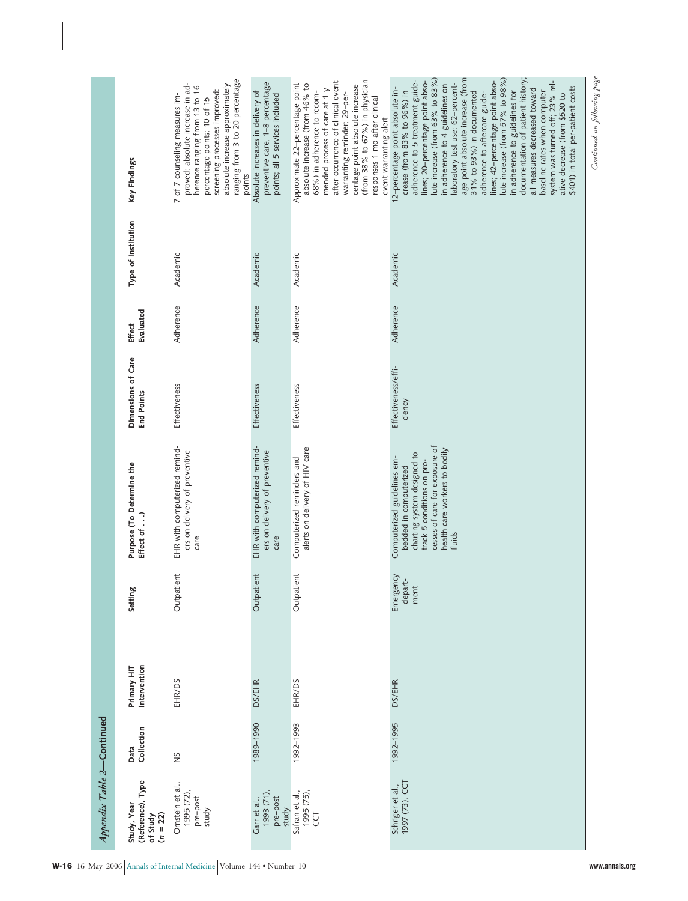*Appendix Table 2—Continued*

| Study, Year (Reference), Type of Study (n = 22) | Data Collection | Primary HIT Intervention | Setting | Purpose (To Determine the Effect of . . .) | Dimensions of Care End Points | Effect Evaluated | Type of Institution | Key Findings |
|---|---|---|---|---|---|---|---|---|
| Ornstein et al., 1995 (72), pre–post study | NS | EHR/DS | Outpatient | EHR with computerized reminders on delivery of preventive care | Effectiveness | Adherence | Academic | 7 of 7 counseling measures improved: absolute increase in adherence ranging from 13 to 16 percentage points; 10 of 15 screening processes improved: absolute increase approximately ranging from 3 to 20 percentage points |
| Garr et al., 1993 (71), pre–post study | 1989–1990 | DS/EHR | Outpatient | EHR with computerized reminders on delivery of preventive care | Effectiveness | Adherence | Academic | Absolute increases in delivery of preventive care, 1–8 percentage points; all 5 services included |
| Safran et al., 1995 (75), CCT | 1992–1993 | EHR/DS | Outpatient | Computerized reminders and alerts on delivery of HIV care | Effectiveness | Adherence | Academic | Approximate 22–percentage point absolute increase (from 46% to 68%) in adherence to recommended process of care at 1 y after occurrence of clinical event warranting reminder; 29–percentage point absolute increase (from 38% to 67%) in physician responses 1 mo after clinical event warranting alert |
| Schriger et al., 1997 (73), CCT | 1992–1995 | DS/EHR | Emergency department | Computerized guidelines embedded in computerized charting system designed to track 5 conditions on processes of care for exposure of health care workers to bodily fluids | Effectiveness/efficiency | Adherence | Academic | 12–percentage point absolute increase (from 83% to 96%) in adherence to 5 treatment guidelines; 20–percentage point absolute increase (from 63% to 83%) in adherence to 4 guidelines on laboratory test use; 62–percentage point absolute increase (from 31% to 93%) in documented adherence to aftercare guidelines; 42–percentage point absolute increase (from 57% to 98%) in adherence to guidelines for documentation of patient history; all measures decreased toward baseline rates when computer system was turned off; 23% relative decrease (from $520 to $401) in total per-patient costs |

*Continued on following page*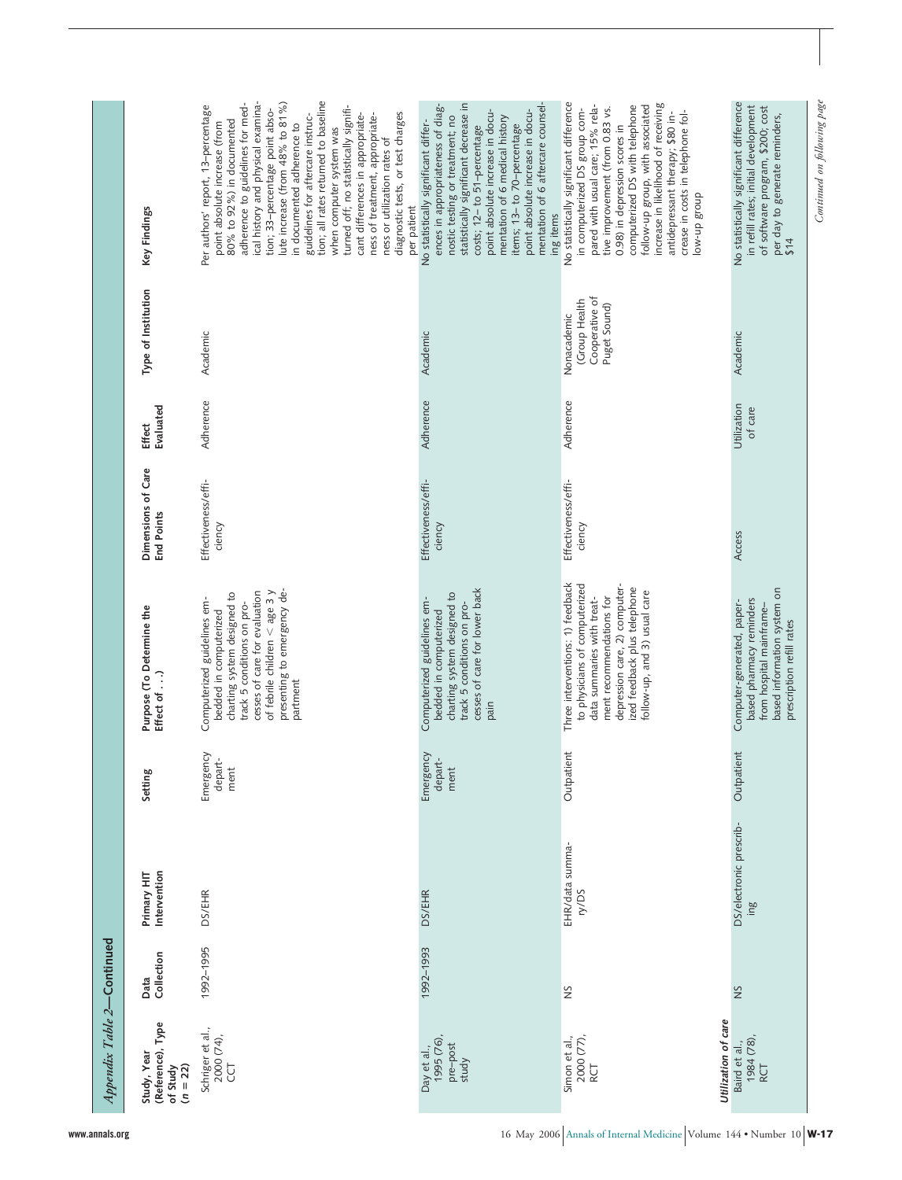*Appendix Table 2—Continued*

| Study, Year (Reference), Type of Study (n = 22) | Data Collection | Primary HIT Intervention | Setting | Purpose (To Determine the Effect of . . .) | Dimensions of Care End Points | Effect Evaluated | Type of Institution | Key Findings |
|---|---|---|---|---|---|---|---|---|
| Schriger et al., 2000 (74), CCT | 1992–1995 | DS/EHR | Emergency department | Computerized guidelines embedded in computerized charting system designed to track 5 conditions on processes of care for evaluation of febrile children < age 3 y presenting to emergency department | Effectiveness/efficiency | Adherence | Academic | Per authors' report, 13–percentage point absolute increase (from 80% to 92%) in documented adherence to guidelines for medical history and physical examination; 33–percentage point absolute increase (from 48% to 81%) in documented adherence to guidelines for aftercare instruction; all rates returned to baseline when computer system was turned off; no statistically significant differences in appropriateness of treatment, appropriateness or utilization rates of diagnostic tests, or test charges per patient |
| Day et al., 1995 (76), pre–post study | 1992–1993 | DS/EHR | Emergency department | Computerized guidelines embedded in computerized charting system designed to track 5 conditions on processes of care for lower back pain | Effectiveness/efficiency | Adherence | Academic | No statistically significant differences in appropriateness of diagnostic testing or treatment; no statistically significant decrease in costs; 12- to 51-percentage point absolute increase in documentation of 6 medical history items; 13- to 70-percentage point absolute increase in documentation of 6 aftercare counseling items |
| Simon et al., 2000 (77), RCT | NS | EHR/data summary/DS | Outpatient | Three interventions: 1) feedback to physicians of computerized data summaries with treatment recommendations for depression care, 2) computerized feedback plus telephone follow-up, and 3) usual care | Effectiveness/efficiency | Adherence | Nonacademic (Group Health Cooperative of Puget Sound) | No statistically significant difference in computerized DS group compared with usual care; 15% relative improvement (from 0.83 vs. 0.98) in depression scores in computerized DS with telephone follow-up group, with associated increase in likelihood of receiving antidepressant therapy; $80 increase in costs in telephone follow-up group |
| ***Utilization of care*** | | | | | | | | |
| Baird et al., 1984 (78), RCT | NS | DS/electronic prescribing | Outpatient | Computer-generated, paper-based pharmacy reminders from hospital mainframe–based information system on prescription refill rates | Access | Utilization of care | Academic | No statistically significant difference in refill rates; initial development of software program, $200; cost per day to generate reminders, $14 |

*Continued on following page*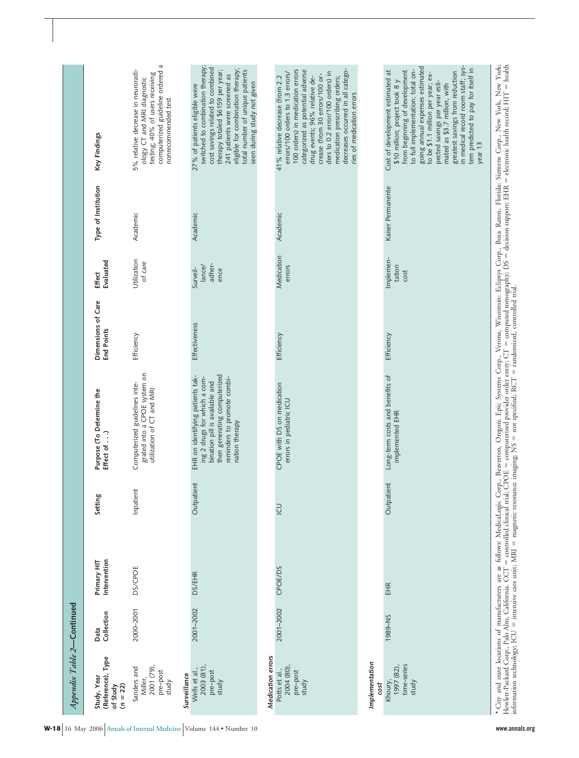*Appendix Table 2*—Continued

| Study, Year (Reference), Type of Study (n = 22) | Data Collection | Primary HIT Intervention | Setting | Purpose (To Determine the Effect of . . .) | Dimensions of Care End Points | Effect Evaluated | Type of Institution | Key Findings |
|---|---|---|---|---|---|---|---|---|
| Sanders and Miller, 2001 (79), pre–post study | 2000–2001 | DS/CPOE | Inpatient | Computerized guidelines integrated into a CPOE system on utilization of CT and MRI | Efficiency | Utilization of care | Academic | 5% relative decrease in neuroradiology CT and MRI diagnostic testing; 40% of users receiving computerized guideline ordered a nonrecommended test |
| ***Surveillance*** | | | | | | | | |
| Wells et al., 2003 (81), pre–post study | 2001–2002 | DS/EHR | Outpatient | EHR on identifying patients taking 2 drugs for which a combination pill is available and then generating computerized reminders to promote combination therapy | Effectiveness | Surveillance/adherence | Academic | 27% of patients eligible were switched to combination therapy; cost savings related to combined therapy totaled $6159 per year; 241 patients were screened as eligible for combination therapy; total number of unique patients seen during study not given |
| ***Medication errors*** | | | | | | | | |
| Potts et al., 2004 (80), pre–post study | 2001–2002 | CPOE/DS | ICU | CPOE with DS on medication errors in pediatric ICU | Efficiency | Medication errors | Academic | 41% relative decrease (from 2.2 errors/100 orders to 1.3 errors/100 orders) in medication errors categorized as potential adverse drug events; 96% relative decrease (from 30 errors/100 orders to 0.2 error/100 orders) in medication prescribing orders; decreases occurred in all categories of medication errors |
| ***Implementation cost*** | | | | | | | | |
| Khoury, 1997 (82), time-series study | 1989–NS | EHR | Outpatient | Long-term costs and benefits of implemented EHR | Efficiency | Implementation cost | Kaiser Permanente | Cost of development estimated at $10 million; project took 8 y from beginning of development to full implementation; total ongoing annual expenses estimated to be $1.1 million per year; expected savings per year estimated as $3.7 million, with greatest savings from reduction in medical record room staff; system predicted to pay for itself in year 13 |

\* City and state locations of manufacturers are as follows: MedicaLogic Corp., Beaverton, Oregon; Epic Systems Corp., Verona, Wisconsin; Eclipsys Corp., Boca Raton, Florida; Siemens Corp., New York, New York; Hewlett-Packard Corp., Palo Alto, California. CCT = controlled clinical trial; CPOE = computerized provider order entry; CT = computed tomography; DS = decision support; EHR = electronic health record; HIT = health information technology; ICU = intensive care unit; MRI = magnetic resonance imaging; NS = not specified; RCT = randomized, controlled trial.